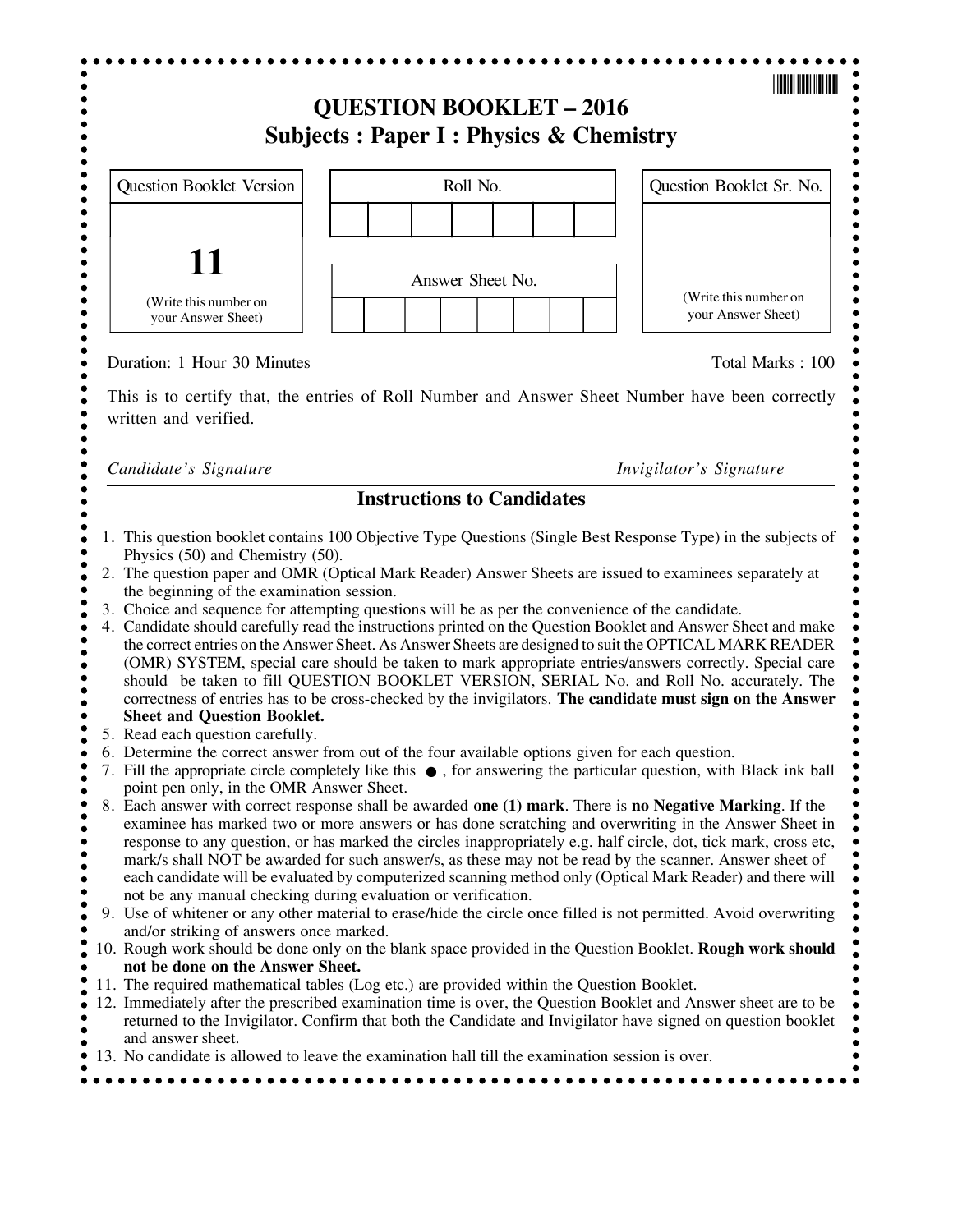# QUESTION BOOKLET – 2016
## Subjects : Paper I : Physics & Chemistry

| Question Booklet Version | Roll No. | Question Booklet Sr. No. |
| --- | --- | --- |
| **11** (Write this number on your Answer Sheet) | Answer Sheet No. | (Write this number on your Answer Sheet) |

Duration: 1 Hour 30 Minutes

Total Marks : 100

This is to certify that, the entries of Roll Number and Answer Sheet Number have been correctly written and verified.

*Candidate's Signature*

*Invigilator's Signature*

### Instructions to Candidates

1. This question booklet contains 100 Objective Type Questions (Single Best Response Type) in the subjects of Physics (50) and Chemistry (50).
2. The question paper and OMR (Optical Mark Reader) Answer Sheets are issued to examinees separately at the beginning of the examination session.
3. Choice and sequence for attempting questions will be as per the convenience of the candidate.
4. Candidate should carefully read the instructions printed on the Question Booklet and Answer Sheet and make the correct entries on the Answer Sheet. As Answer Sheets are designed to suit the OPTICAL MARK READER (OMR) SYSTEM, special care should be taken to mark appropriate entries/answers correctly. Special care should be taken to fill QUESTION BOOKLET VERSION, SERIAL No. and Roll No. accurately. The correctness of entries has to be cross-checked by the invigilators. **The candidate must sign on the Answer Sheet and Question Booklet.**
5. Read each question carefully.
6. Determine the correct answer from out of the four available options given for each question.
7. Fill the appropriate circle completely like this ●, for answering the particular question, with Black ink ball point pen only, in the OMR Answer Sheet.
8. Each answer with correct response shall be awarded **one (1) mark**. There is **no Negative Marking**. If the examinee has marked two or more answers or has done scratching and overwriting in the Answer Sheet in response to any question, or has marked the circles inappropriately e.g. half circle, dot, tick mark, cross etc, mark/s shall NOT be awarded for such answer/s, as these may not be read by the scanner. Answer sheet of each candidate will be evaluated by computerized scanning method only (Optical Mark Reader) and there will not be any manual checking during evaluation or verification.
9. Use of whitener or any other material to erase/hide the circle once filled is not permitted. Avoid overwriting and/or striking of answers once marked.
10. Rough work should be done only on the blank space provided in the Question Booklet. **Rough work should not be done on the Answer Sheet.**
11. The required mathematical tables (Log etc.) are provided within the Question Booklet.
12. Immediately after the prescribed examination time is over, the Question Booklet and Answer sheet are to be returned to the Invigilator. Confirm that both the Candidate and Invigilator have signed on question booklet and answer sheet.
13. No candidate is allowed to leave the examination hall till the examination session is over.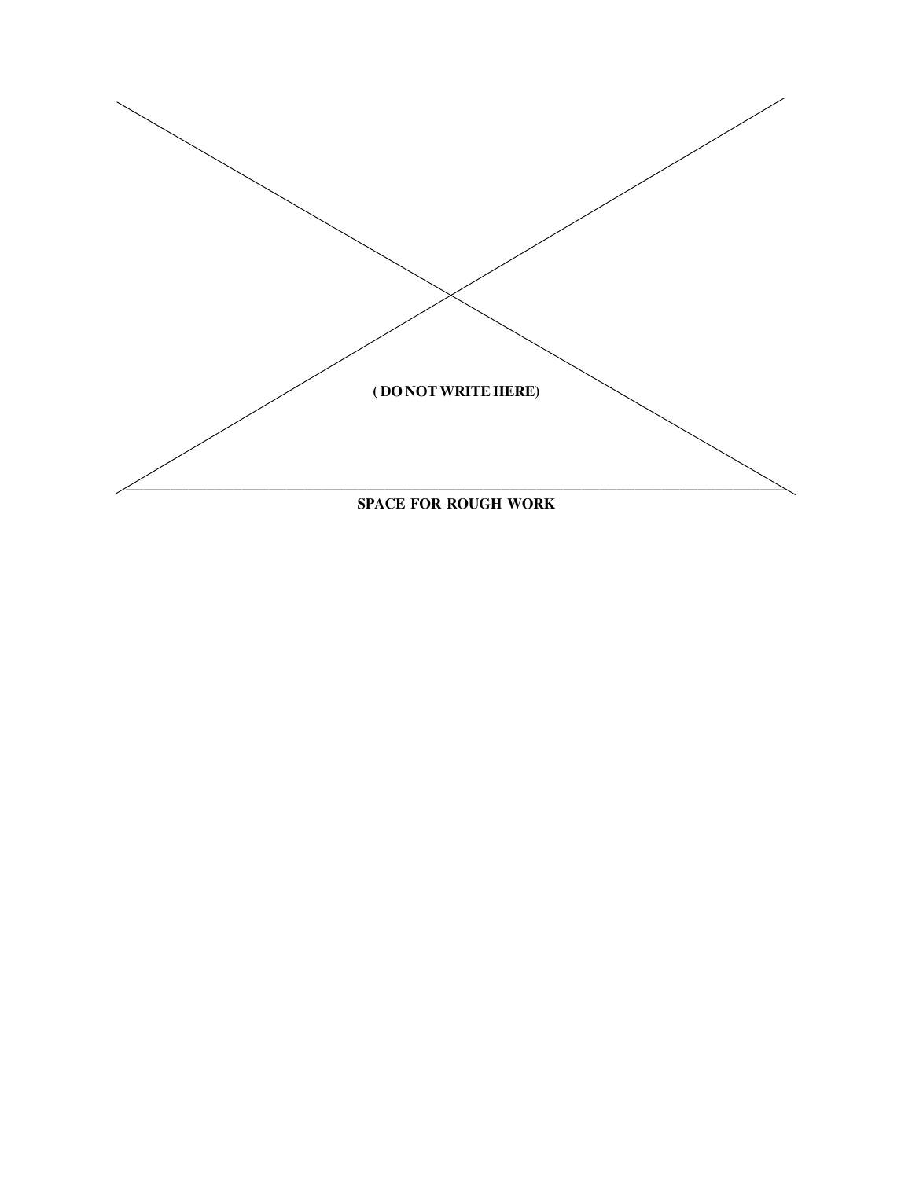( DO NOT WRITE HERE)

SPACE FOR ROUGH WORK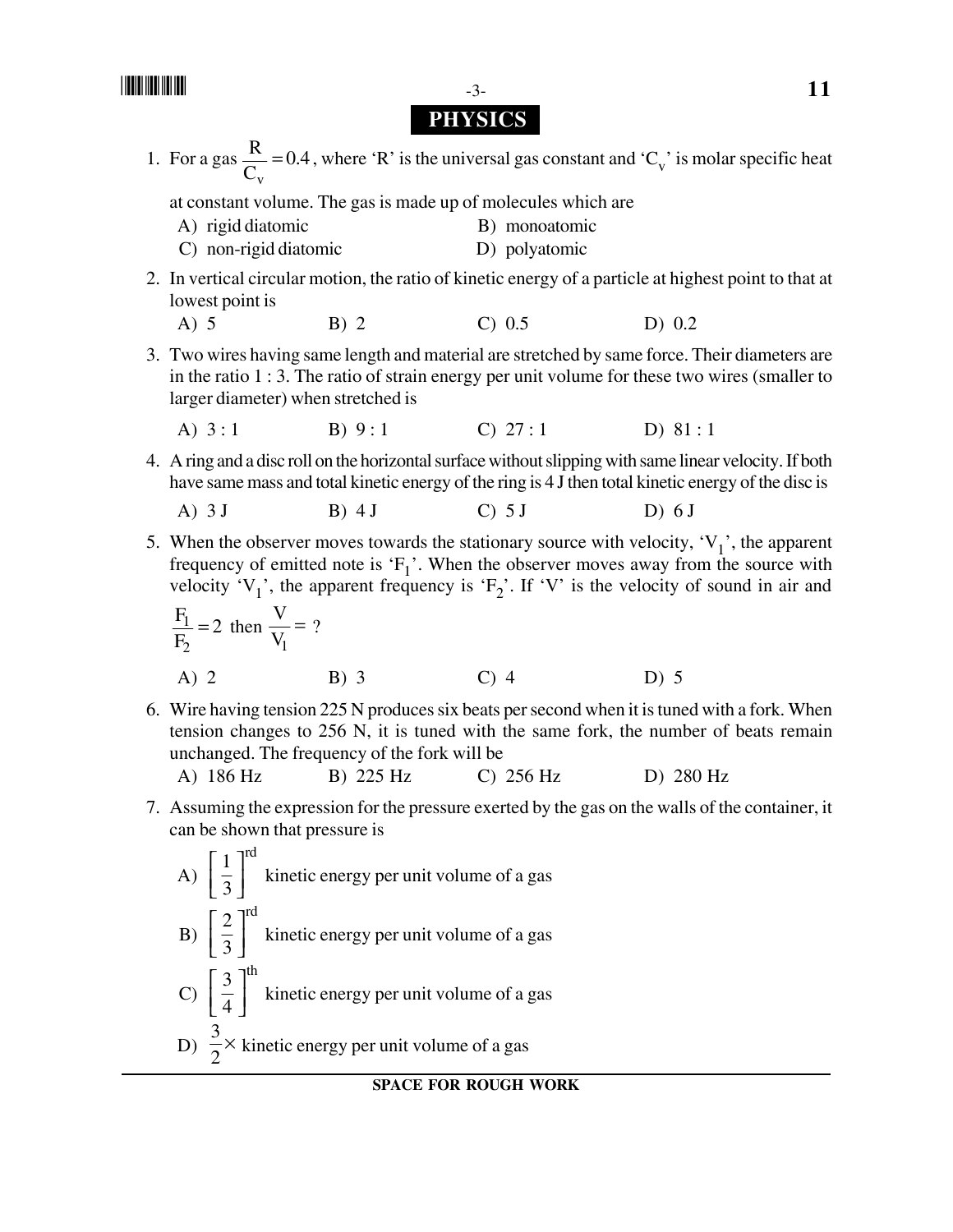## PHYSICS

1. For a gas $\frac{R}{C_v} = 0.4$, where 'R' is the universal gas constant and '$C_v$' is molar specific heat at constant volume. The gas is made up of molecules which are

   A) rigid diatomic
   B) monoatomic
   C) non-rigid diatomic
   D) polyatomic

2. In vertical circular motion, the ratio of kinetic energy of a particle at highest point to that at lowest point is

   A) 5
   B) 2
   C) 0.5
   D) 0.2

3. Two wires having same length and material are stretched by same force. Their diameters are in the ratio 1 : 3. The ratio of strain energy per unit volume for these two wires (smaller to larger diameter) when stretched is

   A) 3 : 1
   B) 9 : 1
   C) 27 : 1
   D) 81 : 1

4. A ring and a disc roll on the horizontal surface without slipping with same linear velocity. If both have same mass and total kinetic energy of the ring is 4 J then total kinetic energy of the disc is

   A) 3 J
   B) 4 J
   C) 5 J
   D) 6 J

5. When the observer moves towards the stationary source with velocity, '$V_1$', the apparent frequency of emitted note is '$F_1$'. When the observer moves away from the source with velocity '$V_1$', the apparent frequency is '$F_2$'. If 'V' is the velocity of sound in air and $\frac{F_1}{F_2} = 2$ then $\frac{V}{V_1} = ?$

   A) 2
   B) 3
   C) 4
   D) 5

6. Wire having tension 225 N produces six beats per second when it is tuned with a fork. When tension changes to 256 N, it is tuned with the same fork, the number of beats remain unchanged. The frequency of the fork will be

   A) 186 Hz
   B) 225 Hz
   C) 256 Hz
   D) 280 Hz

7. Assuming the expression for the pressure exerted by the gas on the walls of the container, it can be shown that pressure is

   A) $\left[\frac{1}{3}\right]^{rd}$ kinetic energy per unit volume of a gas

   B) $\left[\frac{2}{3}\right]^{rd}$ kinetic energy per unit volume of a gas

   C) $\left[\frac{3}{4}\right]^{th}$ kinetic energy per unit volume of a gas

   D) $\frac{3}{2} \times$ kinetic energy per unit volume of a gas

SPACE FOR ROUGH WORK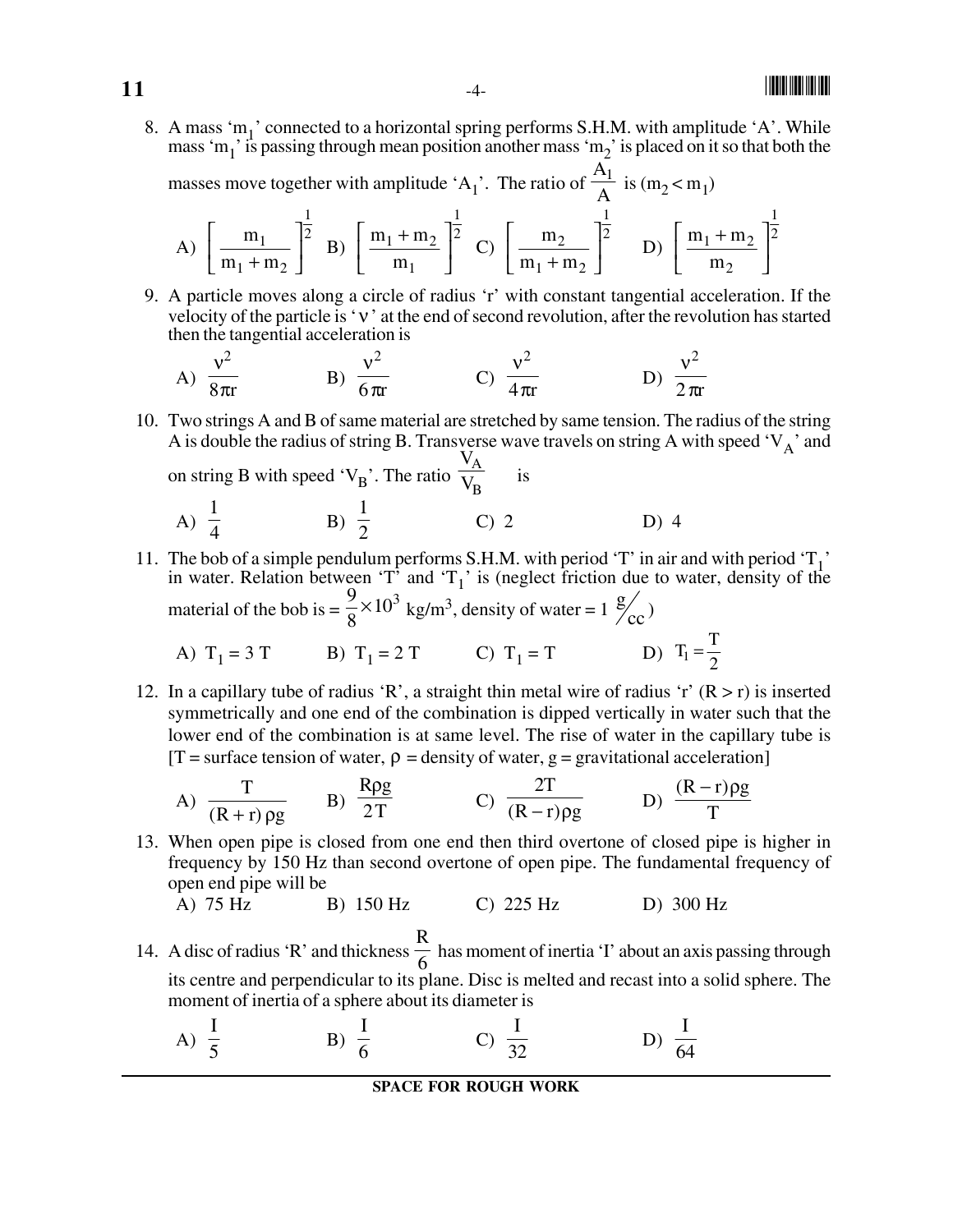8. A mass '$m_1$' connected to a horizontal spring performs S.H.M. with amplitude 'A'. While mass '$m_1$' is passing through mean position another mass '$m_2$' is placed on it so that both the masses move together with amplitude '$A_1$'. The ratio of $\frac{A_1}{A}$ is ($m_2 < m_1$)

   A) $\left[\frac{m_1}{m_1 + m_2}\right]^{\frac{1}{2}}$ B) $\left[\frac{m_1 + m_2}{m_1}\right]^{\frac{1}{2}}$ C) $\left[\frac{m_2}{m_1 + m_2}\right]^{\frac{1}{2}}$ D) $\left[\frac{m_1 + m_2}{m_2}\right]^{\frac{1}{2}}$

9. A particle moves along a circle of radius 'r' with constant tangential acceleration. If the velocity of the particle is '$\nu$' at the end of second revolution, after the revolution has started then the tangential acceleration is

   A) $\frac{\nu^2}{8\pi r}$ B) $\frac{\nu^2}{6\pi r}$ C) $\frac{\nu^2}{4\pi r}$ D) $\frac{\nu^2}{2\pi r}$

10. Two strings A and B of same material are stretched by same tension. The radius of the string A is double the radius of string B. Transverse wave travels on string A with speed '$V_A$' and on string B with speed '$V_B$'. The ratio $\frac{V_A}{V_B}$ is

    A) $\frac{1}{4}$ B) $\frac{1}{2}$ C) 2 D) 4

11. The bob of a simple pendulum performs S.H.M. with period 'T' in air and with period '$T_1$' in water. Relation between 'T' and '$T_1$' is (neglect friction due to water, density of the material of the bob is = $\frac{9}{8} \times 10^3$ kg/m$^3$, density of water = 1 g/cc)

    A) $T_1 = 3T$ B) $T_1 = 2T$ C) $T_1 = T$ D) $T_1 = \frac{T}{2}$

12. In a capillary tube of radius 'R', a straight thin metal wire of radius 'r' (R > r) is inserted symmetrically and one end of the combination is dipped vertically in water such that the lower end of the combination is at same level. The rise of water in the capillary tube is [T = surface tension of water, $\rho$ = density of water, g = gravitational acceleration]

    A) $\frac{T}{(R + r)\rho g}$ B) $\frac{R\rho g}{2T}$ C) $\frac{2T}{(R - r)\rho g}$ D) $\frac{(R - r)\rho g}{T}$

13. When open pipe is closed from one end then third overtone of closed pipe is higher in frequency by 150 Hz than second overtone of open pipe. The fundamental frequency of open end pipe will be

    A) 75 Hz B) 150 Hz C) 225 Hz D) 300 Hz

14. A disc of radius 'R' and thickness $\frac{R}{6}$ has moment of inertia 'I' about an axis passing through its centre and perpendicular to its plane. Disc is melted and recast into a solid sphere. The moment of inertia of a sphere about its diameter is

    A) $\frac{I}{5}$ B) $\frac{I}{6}$ C) $\frac{I}{32}$ D) $\frac{I}{64}$

SPACE FOR ROUGH WORK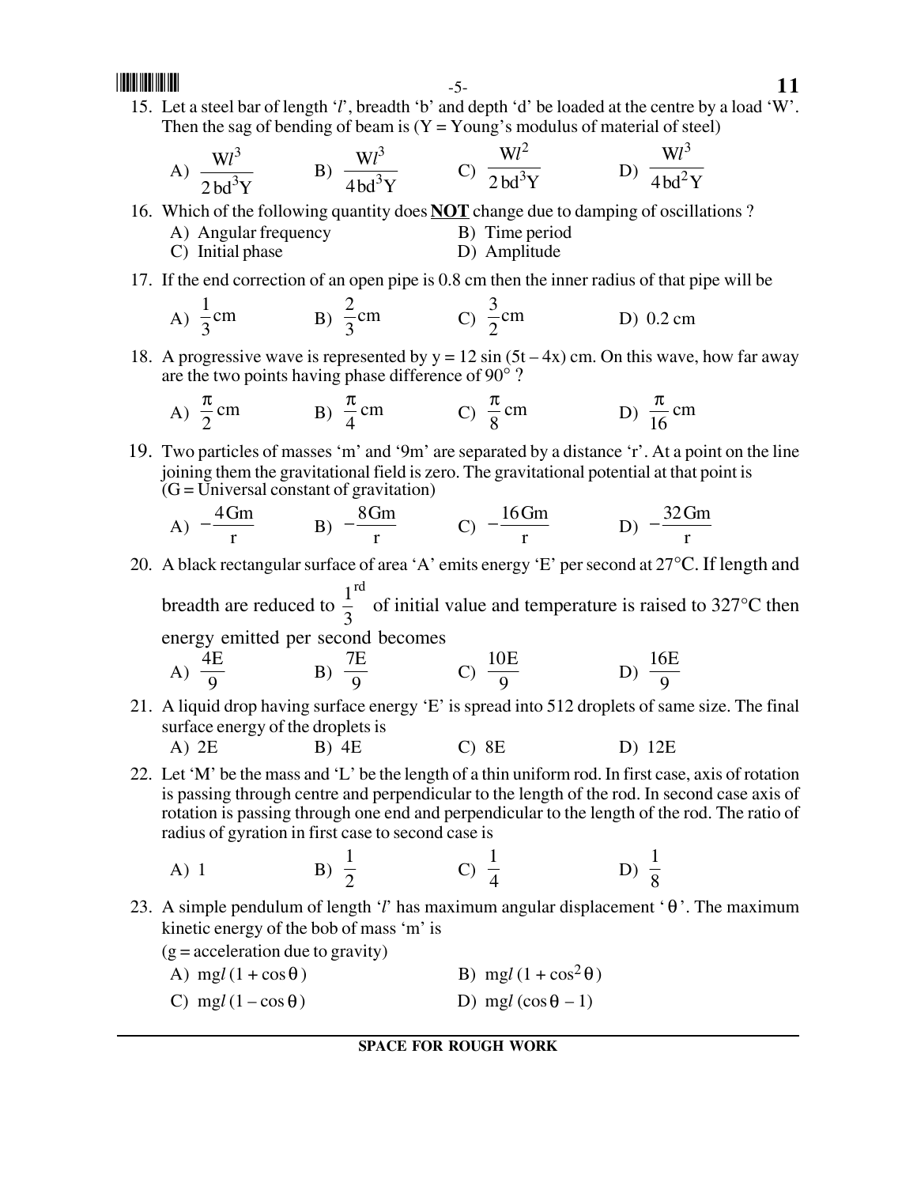15. Let a steel bar of length '$l$', breadth 'b' and depth 'd' be loaded at the centre by a load 'W'. Then the sag of bending of beam is (Y = Young's modulus of material of steel)

A) $\frac{Wl^3}{2bd^3Y}$  B) $\frac{Wl^3}{4bd^3Y}$  C) $\frac{Wl^2}{2bd^3Y}$  D) $\frac{Wl^3}{4bd^2Y}$

16. Which of the following quantity does **NOT** change due to damping of oscillations ?

A) Angular frequency  B) Time period
C) Initial phase  D) Amplitude

17. If the end correction of an open pipe is 0.8 cm then the inner radius of that pipe will be

A) $\frac{1}{3}$cm  B) $\frac{2}{3}$cm  C) $\frac{3}{2}$cm  D) 0.2 cm

18. A progressive wave is represented by y = 12 sin (5t – 4x) cm. On this wave, how far away are the two points having phase difference of 90° ?

A) $\frac{\pi}{2}$ cm  B) $\frac{\pi}{4}$ cm  C) $\frac{\pi}{8}$ cm  D) $\frac{\pi}{16}$ cm

19. Two particles of masses 'm' and '9m' are separated by a distance 'r'. At a point on the line joining them the gravitational field is zero. The gravitational potential at that point is (G = Universal constant of gravitation)

A) $-\frac{4Gm}{r}$  B) $-\frac{8Gm}{r}$  C) $-\frac{16Gm}{r}$  D) $-\frac{32Gm}{r}$

20. A black rectangular surface of area 'A' emits energy 'E' per second at 27°C. If length and breadth are reduced to $\frac{1}{3}^{rd}$ of initial value and temperature is raised to 327°C then energy emitted per second becomes

A) $\frac{4E}{9}$  B) $\frac{7E}{9}$  C) $\frac{10E}{9}$  D) $\frac{16E}{9}$

21. A liquid drop having surface energy 'E' is spread into 512 droplets of same size. The final surface energy of the droplets is

A) 2E  B) 4E  C) 8E  D) 12E

22. Let 'M' be the mass and 'L' be the length of a thin uniform rod. In first case, axis of rotation is passing through centre and perpendicular to the length of the rod. In second case axis of rotation is passing through one end and perpendicular to the length of the rod. The ratio of radius of gyration in first case to second case is

A) 1  B) $\frac{1}{2}$  C) $\frac{1}{4}$  D) $\frac{1}{8}$

23. A simple pendulum of length '$l$' has maximum angular displacement '$\theta$'. The maximum kinetic energy of the bob of mass 'm' is
(g = acceleration due to gravity)

A) $mgl(1 + \cos\theta)$  B) $mgl(1 + \cos^2\theta)$
C) $mgl(1 - \cos\theta)$  D) $mgl(\cos\theta - 1)$

**SPACE FOR ROUGH WORK**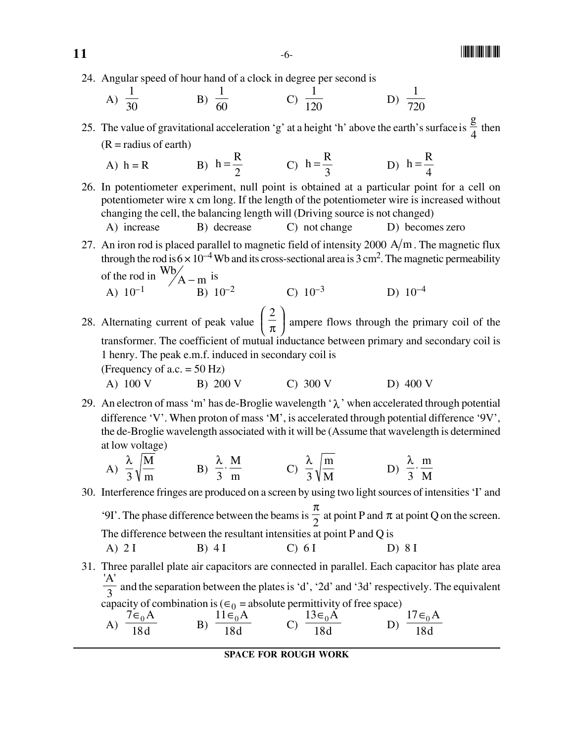24. Angular speed of hour hand of a clock in degree per second is

A) $\frac{1}{30}$ B) $\frac{1}{60}$ C) $\frac{1}{120}$ D) $\frac{1}{720}$

25. The value of gravitational acceleration 'g' at a height 'h' above the earth's surface is $\frac{g}{4}$ then (R = radius of earth)

A) h = R B) $h = \frac{R}{2}$ C) $h = \frac{R}{3}$ D) $h = \frac{R}{4}$

26. In potentiometer experiment, null point is obtained at a particular point for a cell on potentiometer wire x cm long. If the length of the potentiometer wire is increased without changing the cell, the balancing length will (Driving source is not changed)

A) increase B) decrease C) not change D) becomes zero

27. An iron rod is placed parallel to magnetic field of intensity 2000 $A/m$. The magnetic flux through the rod is $6 \times 10^{-4}$ Wb and its cross-sectional area is 3 cm$^2$. The magnetic permeability of the rod in $Wb/A - m$ is

A) $10^{-1}$ B) $10^{-2}$ C) $10^{-3}$ D) $10^{-4}$

28. Alternating current of peak value $\left(\frac{2}{\pi}\right)$ ampere flows through the primary coil of the transformer. The coefficient of mutual inductance between primary and secondary coil is 1 henry. The peak e.m.f. induced in secondary coil is
(Frequency of a.c. = 50 Hz)

A) 100 V B) 200 V C) 300 V D) 400 V

29. An electron of mass 'm' has de-Broglie wavelength '$\lambda$' when accelerated through potential difference 'V'. When proton of mass 'M', is accelerated through potential difference '9V', the de-Broglie wavelength associated with it will be (Assume that wavelength is determined at low voltage)

A) $\frac{\lambda}{3}\sqrt{\frac{M}{m}}$ B) $\frac{\lambda}{3} \cdot \frac{M}{m}$ C) $\frac{\lambda}{3}\sqrt{\frac{m}{M}}$ D) $\frac{\lambda}{3} \cdot \frac{m}{M}$

30. Interference fringes are produced on a screen by using two light sources of intensities 'I' and '9I'. The phase difference between the beams is $\frac{\pi}{2}$ at point P and $\pi$ at point Q on the screen. The difference between the resultant intensities at point P and Q is

A) 2 I B) 4 I C) 6 I D) 8 I

31. Three parallel plate air capacitors are connected in parallel. Each capacitor has plate area $\frac{'A'}{3}$ and the separation between the plates is 'd', '2d' and '3d' respectively. The equivalent capacity of combination is ($\in_0$ = absolute permittivity of free space)

A) $\frac{7\in_0 A}{18d}$ B) $\frac{11\in_0 A}{18d}$ C) $\frac{13\in_0 A}{18d}$ D) $\frac{17\in_0 A}{18d}$

SPACE FOR ROUGH WORK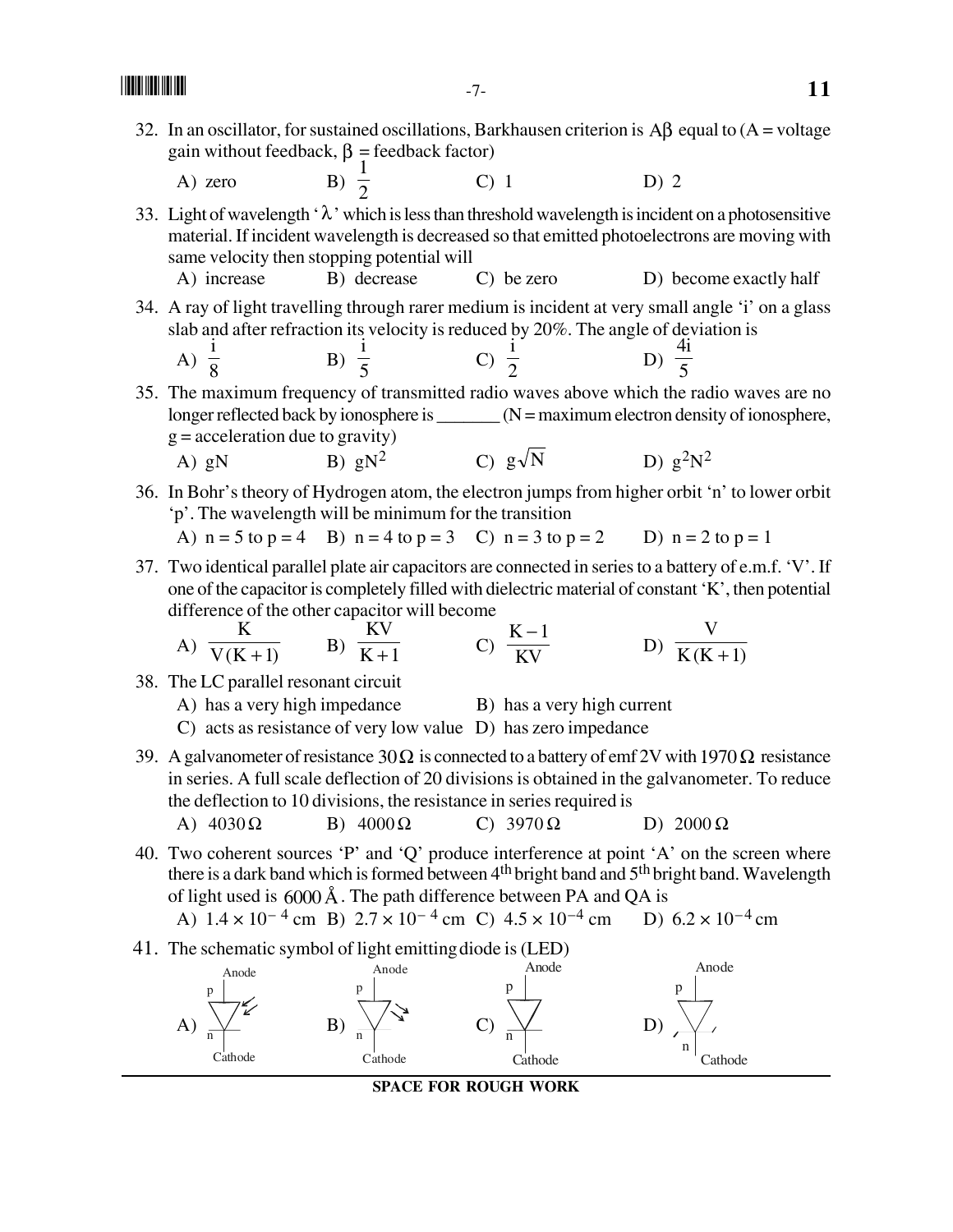32. In an oscillator, for sustained oscillations, Barkhausen criterion is $A\beta$ equal to (A = voltage gain without feedback, $\beta$ = feedback factor)

A) zero   B) $\frac{1}{2}$   C) 1   D) 2

33. Light of wavelength '$\lambda$' which is less than threshold wavelength is incident on a photosensitive material. If incident wavelength is decreased so that emitted photoelectrons are moving with same velocity then stopping potential will

A) increase   B) decrease   C) be zero   D) become exactly half

34. A ray of light travelling through rarer medium is incident at very small angle 'i' on a glass slab and after refraction its velocity is reduced by 20%. The angle of deviation is

A) $\frac{i}{8}$   B) $\frac{i}{5}$   C) $\frac{i}{2}$   D) $\frac{4i}{5}$

35. The maximum frequency of transmitted radio waves above which the radio waves are no longer reflected back by ionosphere is _______ (N = maximum electron density of ionosphere, g = acceleration due to gravity)

A) gN   B) $gN^2$   C) $g\sqrt{N}$   D) $g^2N^2$

36. In Bohr's theory of Hydrogen atom, the electron jumps from higher orbit 'n' to lower orbit 'p'. The wavelength will be minimum for the transition

A) n = 5 to p = 4   B) n = 4 to p = 3   C) n = 3 to p = 2   D) n = 2 to p = 1

37. Two identical parallel plate air capacitors are connected in series to a battery of e.m.f. 'V'. If one of the capacitor is completely filled with dielectric material of constant 'K', then potential difference of the other capacitor will become

A) $\frac{K}{V(K+1)}$   B) $\frac{KV}{K+1}$   C) $\frac{K-1}{KV}$   D) $\frac{V}{K(K+1)}$

38. The LC parallel resonant circuit

A) has a very high impedance   B) has a very high current
C) acts as resistance of very low value   D) has zero impedance

39. A galvanometer of resistance $30\,\Omega$ is connected to a battery of emf 2V with $1970\,\Omega$ resistance in series. A full scale deflection of 20 divisions is obtained in the galvanometer. To reduce the deflection to 10 divisions, the resistance in series required is

A) $4030\,\Omega$   B) $4000\,\Omega$   C) $3970\,\Omega$   D) $2000\,\Omega$

40. Two coherent sources 'P' and 'Q' produce interference at point 'A' on the screen where there is a dark band which is formed between 4[th] bright band and 5[th] bright band. Wavelength of light used is $6000\,\text{Å}$. The path difference between PA and QA is

A) $1.4 \times 10^{-4}$ cm   B) $2.7 \times 10^{-4}$ cm   C) $4.5 \times 10^{-4}$ cm   D) $6.2 \times 10^{-4}$ cm

41. The schematic symbol of light emitting diode is (LED)

A) [diode symbol, Anode (p) at top, Cathode (n) at bottom, with arrows pointing towards the diode]
B) [diode symbol, Anode (p) at top, Cathode (n) at bottom, with arrows pointing away from the diode]
C) [diode symbol, Anode (p) at top, Cathode (n) at bottom, no arrows]
D) [diode symbol, Anode (p) at top, Cathode (n) at bottom, with short slanted lines on both sides]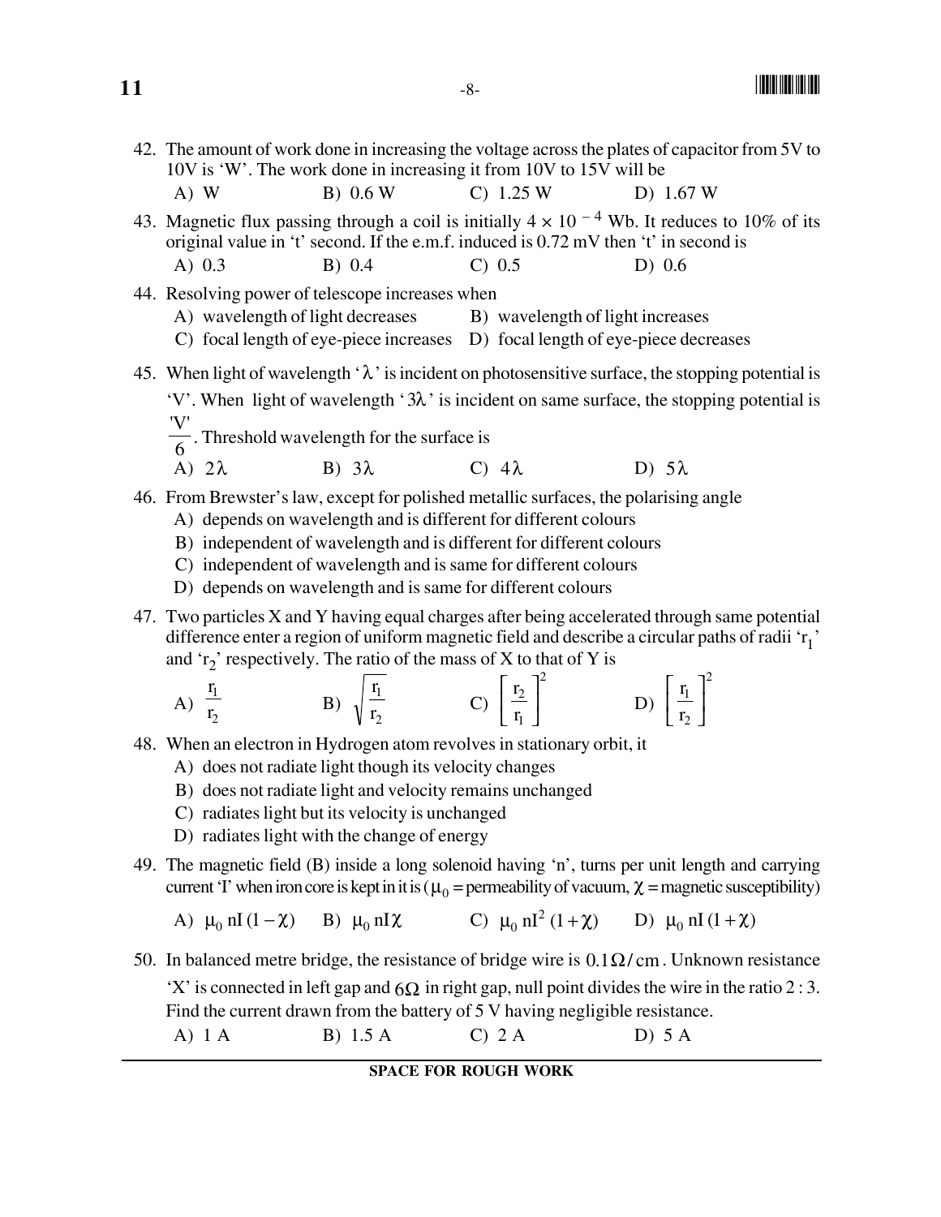42. The amount of work done in increasing the voltage across the plates of capacitor from 5V to 10V is 'W'. The work done in increasing it from 10V to 15V will be

    A) W  B) 0.6 W  C) 1.25 W  D) 1.67 W

43. Magnetic flux passing through a coil is initially $4 \times 10^{-4}$ Wb. It reduces to 10% of its original value in 't' second. If the e.m.f. induced is 0.72 mV then 't' in second is

    A) 0.3  B) 0.4  C) 0.5  D) 0.6

44. Resolving power of telescope increases when

    A) wavelength of light decreases
    B) wavelength of light increases
    C) focal length of eye-piece increases
    D) focal length of eye-piece decreases

45. When light of wavelength '$\lambda$' is incident on photosensitive surface, the stopping potential is 'V'. When light of wavelength '$3\lambda$' is incident on same surface, the stopping potential is $\frac{'V'}{6}$. Threshold wavelength for the surface is

    A) $2\lambda$  B) $3\lambda$  C) $4\lambda$  D) $5\lambda$

46. From Brewster's law, except for polished metallic surfaces, the polarising angle

    A) depends on wavelength and is different for different colours
    B) independent of wavelength and is different for different colours
    C) independent of wavelength and is same for different colours
    D) depends on wavelength and is same for different colours

47. Two particles X and Y having equal charges after being accelerated through same potential difference enter a region of uniform magnetic field and describe a circular paths of radii '$r_1$' and '$r_2$' respectively. The ratio of the mass of X to that of Y is

    A) $\frac{r_1}{r_2}$  B) $\sqrt{\frac{r_1}{r_2}}$  C) $\left[\frac{r_2}{r_1}\right]^2$  D) $\left[\frac{r_1}{r_2}\right]^2$

48. When an electron in Hydrogen atom revolves in stationary orbit, it

    A) does not radiate light though its velocity changes
    B) does not radiate light and velocity remains unchanged
    C) radiates light but its velocity is unchanged
    D) radiates light with the change of energy

49. The magnetic field (B) inside a long solenoid having 'n', turns per unit length and carrying current 'I' when iron core is kept in it is ($\mu_0$ = permeability of vacuum, $\chi$ = magnetic susceptibility)

    A) $\mu_0 nI(1-\chi)$  B) $\mu_0 nI\chi$  C) $\mu_0 nI^2(1+\chi)$  D) $\mu_0 nI(1+\chi)$

50. In balanced metre bridge, the resistance of bridge wire is $0.1\Omega/\text{cm}$. Unknown resistance 'X' is connected in left gap and $6\Omega$ in right gap, null point divides the wire in the ratio 2 : 3. Find the current drawn from the battery of 5 V having negligible resistance.

    A) 1 A  B) 1.5 A  C) 2 A  D) 5 A

**SPACE FOR ROUGH WORK**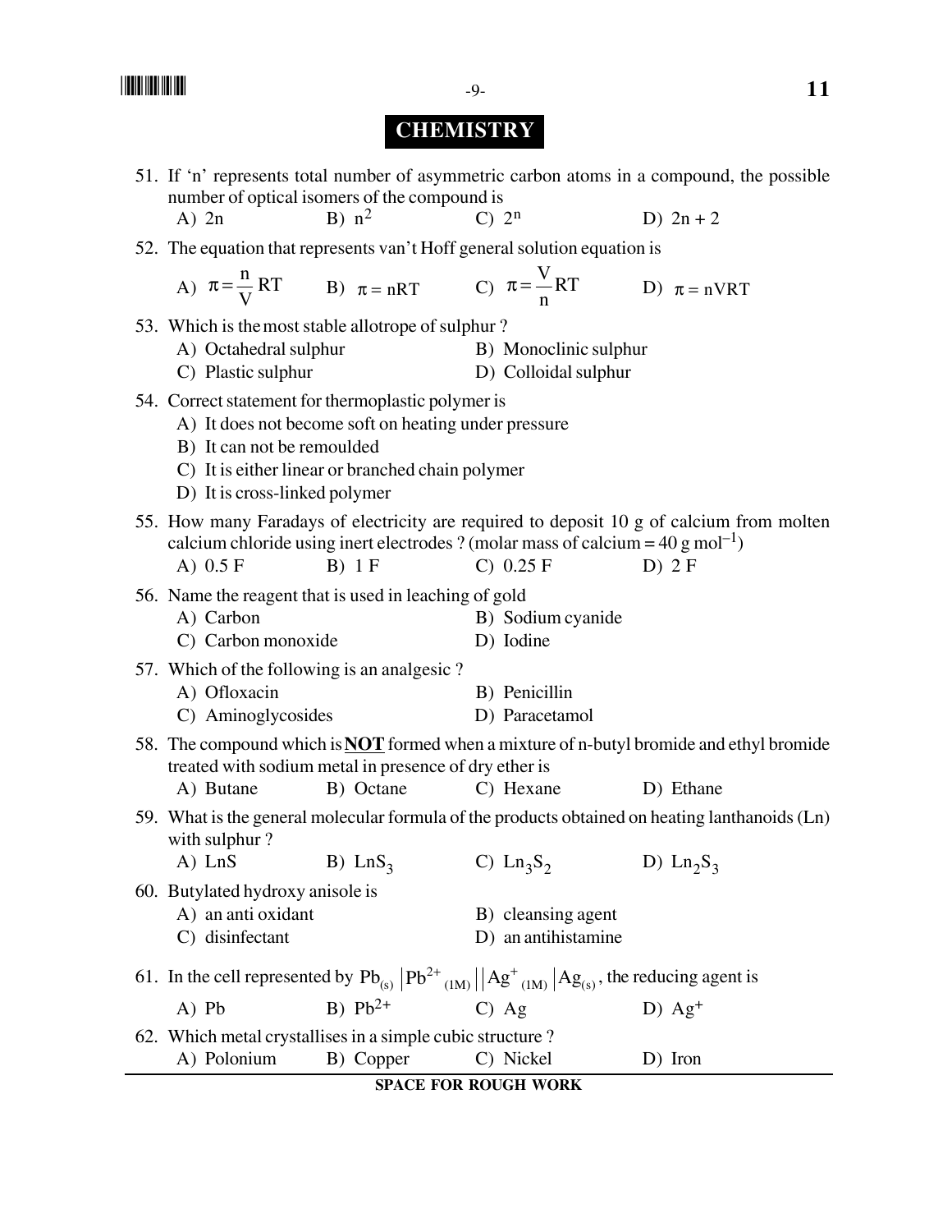# CHEMISTRY

51. If 'n' represents total number of asymmetric carbon atoms in a compound, the possible number of optical isomers of the compound is

    A) 2n  B) $n^2$  C) $2^n$  D) 2n + 2

52. The equation that represents van't Hoff general solution equation is

    A) $\pi = \frac{n}{V} RT$  B) $\pi = nRT$  C) $\pi = \frac{V}{n} RT$  D) $\pi = nVRT$

53. Which is the most stable allotrope of sulphur ?

    A) Octahedral sulphur  B) Monoclinic sulphur
    C) Plastic sulphur  D) Colloidal sulphur

54. Correct statement for thermoplastic polymer is

    A) It does not become soft on heating under pressure
    B) It can not be remoulded
    C) It is either linear or branched chain polymer
    D) It is cross-linked polymer

55. How many Faradays of electricity are required to deposit 10 g of calcium from molten calcium chloride using inert electrodes ? (molar mass of calcium = 40 g $mol^{-1}$)

    A) 0.5 F  B) 1 F  C) 0.25 F  D) 2 F

56. Name the reagent that is used in leaching of gold

    A) Carbon  B) Sodium cyanide
    C) Carbon monoxide  D) Iodine

57. Which of the following is an analgesic ?

    A) Ofloxacin  B) Penicillin
    C) Aminoglycosides  D) Paracetamol

58. The compound which is **NOT** formed when a mixture of n-butyl bromide and ethyl bromide treated with sodium metal in presence of dry ether is

    A) Butane  B) Octane  C) Hexane  D) Ethane

59. What is the general molecular formula of the products obtained on heating lanthanoids (Ln) with sulphur ?

    A) LnS  B) $LnS_3$  C) $Ln_3S_2$  D) $Ln_2S_3$

60. Butylated hydroxy anisole is

    A) an anti oxidant  B) cleansing agent
    C) disinfectant  D) an antihistamine

61. In the cell represented by $Pb_{(s)} \mid Pb^{2+}{}_{(1M)} \| Ag^{+}{}_{(1M)} \mid Ag_{(s)}$, the reducing agent is

    A) Pb  B) $Pb^{2+}$  C) Ag  D) $Ag^{+}$

62. Which metal crystallises in a simple cubic structure ?

    A) Polonium  B) Copper  C) Nickel  D) Iron

SPACE FOR ROUGH WORK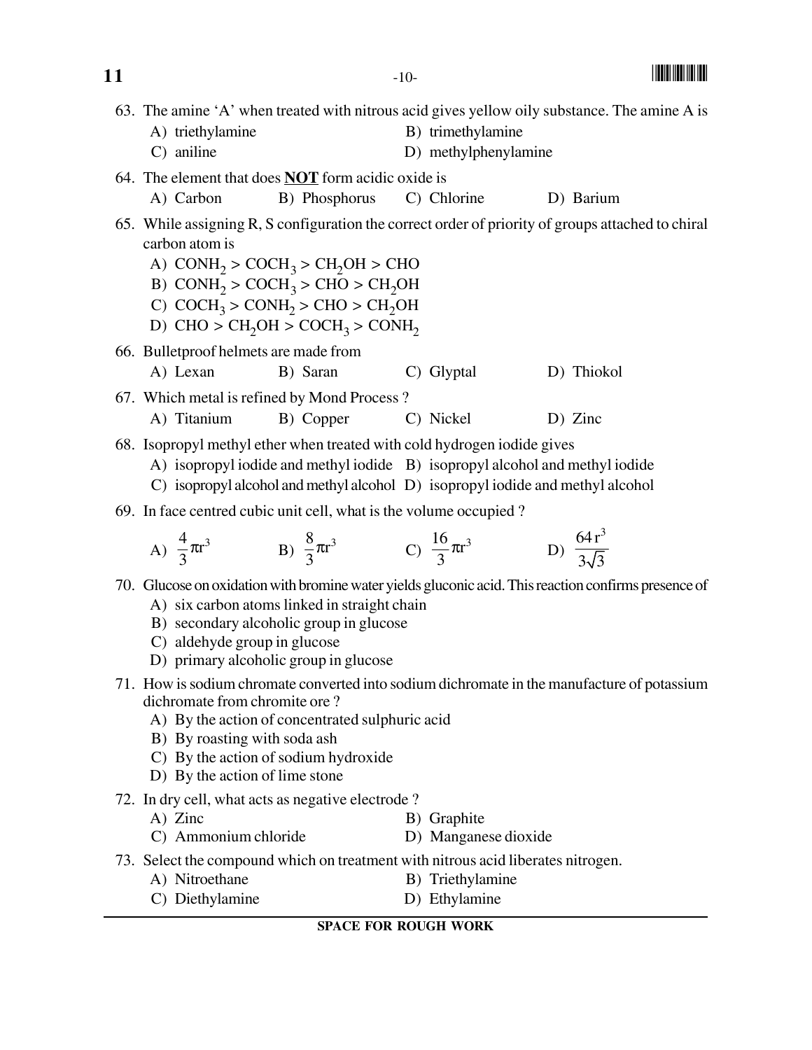63. The amine 'A' when treated with nitrous acid gives yellow oily substance. The amine A is

A) triethylamine  B) trimethylamine
C) aniline  D) methylphenylamine

64. The element that does **NOT** form acidic oxide is

A) Carbon  B) Phosphorus  C) Chlorine  D) Barium

65. While assigning R, S configuration the correct order of priority of groups attached to chiral carbon atom is

A) $CONH_2 > COCH_3 > CH_2OH > CHO$
B) $CONH_2 > COCH_3 > CHO > CH_2OH$
C) $COCH_3 > CONH_2 > CHO > CH_2OH$
D) $CHO > CH_2OH > COCH_3 > CONH_2$

66. Bulletproof helmets are made from

A) Lexan  B) Saran  C) Glyptal  D) Thiokol

67. Which metal is refined by Mond Process ?

A) Titanium  B) Copper  C) Nickel  D) Zinc

68. Isopropyl methyl ether when treated with cold hydrogen iodide gives

A) isopropyl iodide and methyl iodide  B) isopropyl alcohol and methyl iodide
C) isopropyl alcohol and methyl alcohol  D) isopropyl iodide and methyl alcohol

69. In face centred cubic unit cell, what is the volume occupied ?

A) $\frac{4}{3}\pi r^3$  B) $\frac{8}{3}\pi r^3$  C) $\frac{16}{3}\pi r^3$  D) $\frac{64 r^3}{3\sqrt{3}}$

70. Glucose on oxidation with bromine water yields gluconic acid. This reaction confirms presence of

A) six carbon atoms linked in straight chain
B) secondary alcoholic group in glucose
C) aldehyde group in glucose
D) primary alcoholic group in glucose

71. How is sodium chromate converted into sodium dichromate in the manufacture of potassium dichromate from chromite ore ?

A) By the action of concentrated sulphuric acid
B) By roasting with soda ash
C) By the action of sodium hydroxide
D) By the action of lime stone

72. In dry cell, what acts as negative electrode ?

A) Zinc  B) Graphite
C) Ammonium chloride  D) Manganese dioxide

73. Select the compound which on treatment with nitrous acid liberates nitrogen.

A) Nitroethane  B) Triethylamine
C) Diethylamine  D) Ethylamine

SPACE FOR ROUGH WORK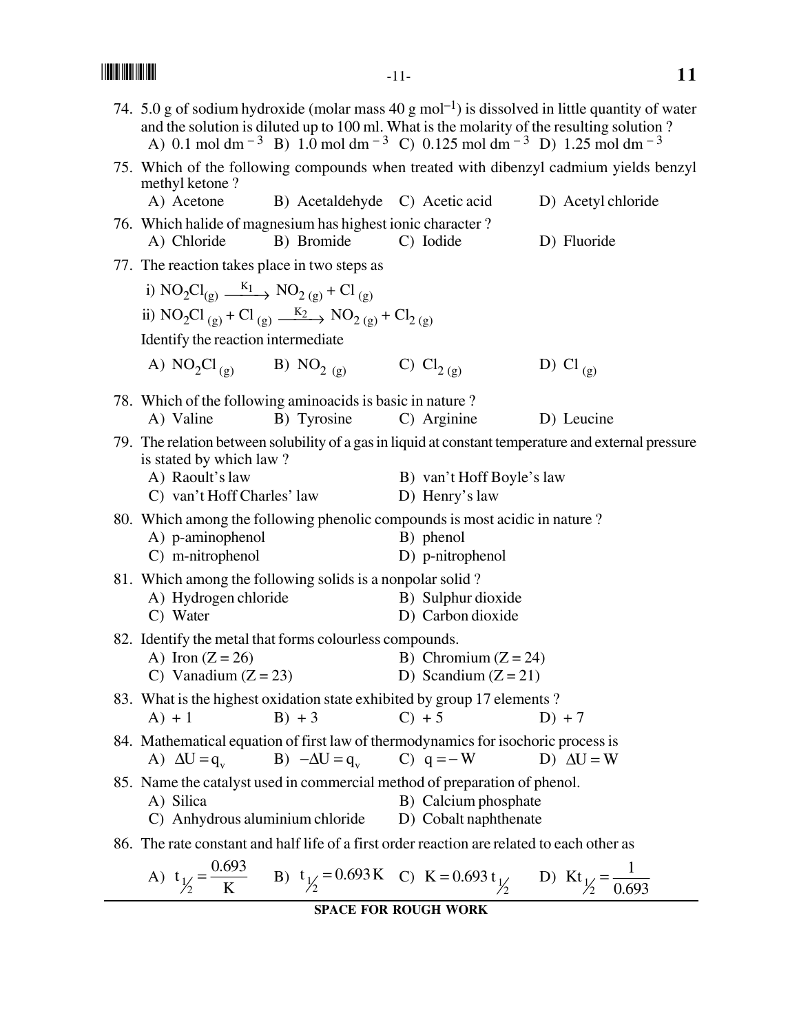74. 5.0 g of sodium hydroxide (molar mass 40 g $mol^{-1}$) is dissolved in little quantity of water and the solution is diluted up to 100 ml. What is the molarity of the resulting solution ?
   A) 0.1 mol $dm^{-3}$  B) 1.0 mol $dm^{-3}$  C) 0.125 mol $dm^{-3}$  D) 1.25 mol $dm^{-3}$

75. Which of the following compounds when treated with dibenzyl cadmium yields benzyl methyl ketone ?
   A) Acetone  B) Acetaldehyde  C) Acetic acid  D) Acetyl chloride

76. Which halide of magnesium has highest ionic character ?
   A) Chloride  B) Bromide  C) Iodide  D) Fluoride

77. The reaction takes place in two steps as

   i) $NO_2Cl_{(g)} \xrightarrow{K_1} NO_{2\,(g)} + Cl_{(g)}$

   ii) $NO_2Cl_{(g)} + Cl_{(g)} \xrightarrow{K_2} NO_{2\,(g)} + Cl_{2\,(g)}$

   Identify the reaction intermediate

   A) $NO_2Cl_{(g)}$  B) $NO_{2\,(g)}$  C) $Cl_{2\,(g)}$  D) $Cl_{(g)}$

78. Which of the following aminoacids is basic in nature ?
   A) Valine  B) Tyrosine  C) Arginine  D) Leucine

79. The relation between solubility of a gas in liquid at constant temperature and external pressure is stated by which law ?
   A) Raoult's law  B) van't Hoff Boyle's law
   C) van't Hoff Charles' law  D) Henry's law

80. Which among the following phenolic compounds is most acidic in nature ?
   A) p-aminophenol  B) phenol
   C) m-nitrophenol  D) p-nitrophenol

81. Which among the following solids is a nonpolar solid ?
   A) Hydrogen chloride  B) Sulphur dioxide
   C) Water  D) Carbon dioxide

82. Identify the metal that forms colourless compounds.
   A) Iron (Z = 26)  B) Chromium (Z = 24)
   C) Vanadium (Z = 23)  D) Scandium (Z = 21)

83. What is the highest oxidation state exhibited by group 17 elements ?
   A) + 1  B) + 3  C) + 5  D) + 7

84. Mathematical equation of first law of thermodynamics for isochoric process is
   A) $\Delta U = q_v$  B) $-\Delta U = q_v$  C) $q = -W$  D) $\Delta U = W$

85. Name the catalyst used in commercial method of preparation of phenol.
   A) Silica  B) Calcium phosphate
   C) Anhydrous aluminium chloride  D) Cobalt naphthenate

86. The rate constant and half life of a first order reaction are related to each other as

   A) $t_{\frac{1}{2}} = \frac{0.693}{K}$  B) $t_{\frac{1}{2}} = 0.693\,K$  C) $K = 0.693\,t_{\frac{1}{2}}$  D) $Kt_{\frac{1}{2}} = \frac{1}{0.693}$

SPACE FOR ROUGH WORK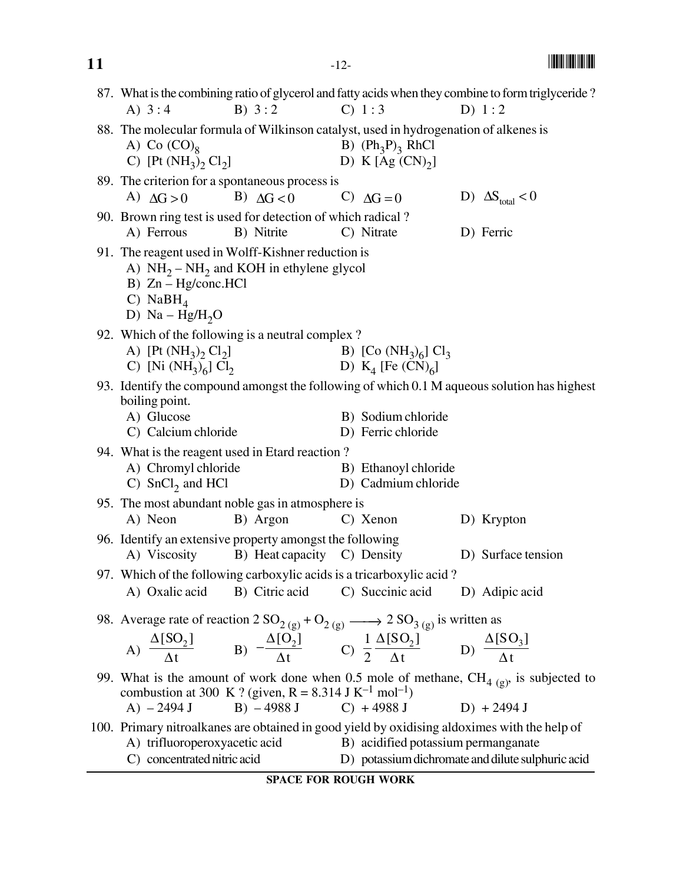87. What is the combining ratio of glycerol and fatty acids when they combine to form triglyceride ?

A) 3 : 4 B) 3 : 2 C) 1 : 3 D) 1 : 2

88. The molecular formula of Wilkinson catalyst, used in hydrogenation of alkenes is

A) $Co\ (CO)_8$
B) $(Ph_3P)_3\ RhCl$
C) $[Pt\ (NH_3)_2\ Cl_2]$
D) $K\ [Ag\ (CN)_2]$

89. The criterion for a spontaneous process is

A) $\Delta G > 0$ B) $\Delta G < 0$ C) $\Delta G = 0$ D) $\Delta S_{total} < 0$

90. Brown ring test is used for detection of which radical ?

A) Ferrous B) Nitrite C) Nitrate D) Ferric

91. The reagent used in Wolff-Kishner reduction is

A) $NH_2 - NH_2$ and KOH in ethylene glycol
B) Zn – Hg/conc.HCl
C) $NaBH_4$
D) Na – $Hg/H_2O$

92. Which of the following is a neutral complex ?

A) $[Pt\ (NH_3)_2\ Cl_2]$
B) $[Co\ (NH_3)_6]\ Cl_3$
C) $[Ni\ (NH_3)_6]\ Cl_2$
D) $K_4\ [Fe\ (CN)_6]$

93. Identify the compound amongst the following of which 0.1 M aqueous solution has highest boiling point.

A) Glucose
B) Sodium chloride
C) Calcium chloride
D) Ferric chloride

94. What is the reagent used in Etard reaction ?

A) Chromyl chloride
B) Ethanoyl chloride
C) $SnCl_2$ and HCl
D) Cadmium chloride

95. The most abundant noble gas in atmosphere is

A) Neon B) Argon C) Xenon D) Krypton

96. Identify an extensive property amongst the following

A) Viscosity B) Heat capacity C) Density D) Surface tension

97. Which of the following carboxylic acids is a tricarboxylic acid ?

A) Oxalic acid B) Citric acid C) Succinic acid D) Adipic acid

98. Average rate of reaction $2\ SO_{2\ (g)} + O_{2\ (g)} \longrightarrow 2\ SO_{3\ (g)}$ is written as

A) $\frac{\Delta[SO_2]}{\Delta t}$ B) $-\frac{\Delta[O_2]}{\Delta t}$ C) $\frac{1}{2}\frac{\Delta[SO_2]}{\Delta t}$ D) $\frac{\Delta[SO_3]}{\Delta t}$

99. What is the amount of work done when 0.5 mole of methane, $CH_{4\ (g)}$, is subjected to combustion at 300 K ? (given, $R = 8.314\ J\ K^{-1}\ mol^{-1}$)

A) – 2494 J B) – 4988 J C) + 4988 J D) + 2494 J

100. Primary nitroalkanes are obtained in good yield by oxidising aldoximes with the help of

A) trifluoroperoxyacetic acid
B) acidified potassium permanganate
C) concentrated nitric acid
D) potassium dichromate and dilute sulphuric acid

**SPACE FOR ROUGH WORK**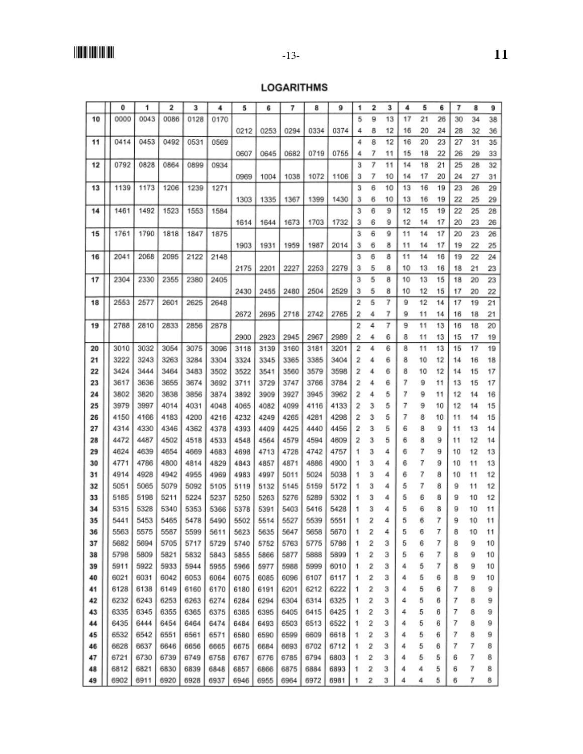## LOGARITHMS

| | 0 | 1 | 2 | 3 | 4 | 5 | 6 | 7 | 8 | 9 | 1 | 2 | 3 | 4 | 5 | 6 | 7 | 8 | 9 |
|---|---|---|---|---|---|---|---|---|---|---|---|---|---|---|---|---|---|---|---|
| 10 | 0000 | 0043 | 0086 | 0128 | 0170 | | | | | | 5 | 9 | 13 | 17 | 21 | 26 | 30 | 34 | 38 |
| | | | | | | 0212 | 0253 | 0294 | 0334 | 0374 | 4 | 8 | 12 | 16 | 20 | 24 | 28 | 32 | 36 |
| 11 | 0414 | 0453 | 0492 | 0531 | 0569 | | | | | | 4 | 8 | 12 | 16 | 20 | 23 | 27 | 31 | 35 |
| | | | | | | 0607 | 0645 | 0682 | 0719 | 0755 | 4 | 7 | 11 | 15 | 18 | 22 | 26 | 29 | 33 |
| 12 | 0792 | 0828 | 0864 | 0899 | 0934 | | | | | | 3 | 7 | 11 | 14 | 18 | 21 | 25 | 28 | 32 |
| | | | | | | 0969 | 1004 | 1038 | 1072 | 1106 | 3 | 7 | 10 | 14 | 17 | 20 | 24 | 27 | 31 |
| 13 | 1139 | 1173 | 1206 | 1239 | 1271 | | | | | | 3 | 6 | 10 | 13 | 16 | 19 | 23 | 26 | 29 |
| | | | | | | 1303 | 1335 | 1367 | 1399 | 1430 | 3 | 6 | 10 | 13 | 16 | 19 | 22 | 25 | 29 |
| 14 | 1461 | 1492 | 1523 | 1553 | 1584 | | | | | | 3 | 6 | 9 | 12 | 15 | 19 | 22 | 25 | 28 |
| | | | | | | 1614 | 1644 | 1673 | 1703 | 1732 | 3 | 6 | 9 | 12 | 14 | 17 | 20 | 23 | 26 |
| 15 | 1761 | 1790 | 1818 | 1847 | 1875 | | | | | | 3 | 6 | 9 | 11 | 14 | 17 | 20 | 23 | 26 |
| | | | | | | 1903 | 1931 | 1959 | 1987 | 2014 | 3 | 6 | 8 | 11 | 14 | 17 | 19 | 22 | 25 |
| 16 | 2041 | 2068 | 2095 | 2122 | 2148 | | | | | | 3 | 6 | 8 | 11 | 14 | 16 | 19 | 22 | 24 |
| | | | | | | 2175 | 2201 | 2227 | 2253 | 2279 | 3 | 5 | 8 | 10 | 13 | 16 | 18 | 21 | 23 |
| 17 | 2304 | 2330 | 2355 | 2380 | 2405 | | | | | | 3 | 5 | 8 | 10 | 13 | 15 | 18 | 20 | 23 |
| | | | | | | 2430 | 2455 | 2480 | 2504 | 2529 | 3 | 5 | 8 | 10 | 12 | 15 | 17 | 20 | 22 |
| 18 | 2553 | 2577 | 2601 | 2625 | 2648 | | | | | | 2 | 5 | 7 | 9 | 12 | 14 | 17 | 19 | 21 |
| | | | | | | 2672 | 2695 | 2718 | 2742 | 2765 | 2 | 4 | 7 | 9 | 11 | 14 | 16 | 18 | 21 |
| 19 | 2788 | 2810 | 2833 | 2856 | 2878 | | | | | | 2 | 4 | 7 | 9 | 11 | 13 | 16 | 18 | 20 |
| | | | | | | 2900 | 2923 | 2945 | 2967 | 2989 | 2 | 4 | 6 | 8 | 11 | 13 | 15 | 17 | 19 |
| 20 | 3010 | 3032 | 3054 | 3075 | 3096 | 3118 | 3139 | 3160 | 3181 | 3201 | 2 | 4 | 6 | 8 | 11 | 13 | 15 | 17 | 19 |
| 21 | 3222 | 3243 | 3263 | 3284 | 3304 | 3324 | 3345 | 3365 | 3385 | 3404 | 2 | 4 | 6 | 8 | 10 | 12 | 14 | 16 | 18 |
| 22 | 3424 | 3444 | 3464 | 3483 | 3502 | 3522 | 3541 | 3560 | 3579 | 3598 | 2 | 4 | 6 | 8 | 10 | 12 | 14 | 15 | 17 |
| 23 | 3617 | 3636 | 3655 | 3674 | 3692 | 3711 | 3729 | 3747 | 3766 | 3784 | 2 | 4 | 6 | 7 | 9 | 11 | 13 | 15 | 17 |
| 24 | 3802 | 3820 | 3838 | 3856 | 3874 | 3892 | 3909 | 3927 | 3945 | 3962 | 2 | 4 | 5 | 7 | 9 | 11 | 12 | 14 | 16 |
| 25 | 3979 | 3997 | 4014 | 4031 | 4048 | 4065 | 4082 | 4099 | 4116 | 4133 | 2 | 3 | 5 | 7 | 9 | 10 | 12 | 14 | 15 |
| 26 | 4150 | 4166 | 4183 | 4200 | 4216 | 4232 | 4249 | 4265 | 4281 | 4298 | 2 | 3 | 5 | 7 | 8 | 10 | 11 | 14 | 15 |
| 27 | 4314 | 4330 | 4346 | 4362 | 4378 | 4393 | 4409 | 4425 | 4440 | 4456 | 2 | 3 | 5 | 6 | 8 | 9 | 11 | 13 | 14 |
| 28 | 4472 | 4487 | 4502 | 4518 | 4533 | 4548 | 4564 | 4579 | 4594 | 4609 | 2 | 3 | 5 | 6 | 8 | 9 | 11 | 12 | 14 |
| 29 | 4624 | 4639 | 4654 | 4669 | 4683 | 4698 | 4713 | 4728 | 4742 | 4757 | 1 | 3 | 4 | 6 | 7 | 9 | 10 | 12 | 13 |
| 30 | 4771 | 4786 | 4800 | 4814 | 4829 | 4843 | 4857 | 4871 | 4886 | 4900 | 1 | 3 | 4 | 6 | 7 | 9 | 10 | 11 | 13 |
| 31 | 4914 | 4928 | 4942 | 4955 | 4969 | 4983 | 4997 | 5011 | 5024 | 5038 | 1 | 3 | 4 | 6 | 7 | 8 | 10 | 11 | 12 |
| 32 | 5051 | 5065 | 5079 | 5092 | 5105 | 5119 | 5132 | 5145 | 5159 | 5172 | 1 | 3 | 4 | 5 | 7 | 8 | 9 | 11 | 12 |
| 33 | 5185 | 5198 | 5211 | 5224 | 5237 | 5250 | 5263 | 5276 | 5289 | 5302 | 1 | 3 | 4 | 5 | 6 | 8 | 9 | 10 | 12 |
| 34 | 5315 | 5328 | 5340 | 5353 | 5366 | 5378 | 5391 | 5403 | 5416 | 5428 | 1 | 3 | 4 | 5 | 6 | 8 | 9 | 10 | 11 |
| 35 | 5441 | 5453 | 5465 | 5478 | 5490 | 5502 | 5514 | 5527 | 5539 | 5551 | 1 | 2 | 4 | 5 | 6 | 7 | 9 | 10 | 11 |
| 36 | 5563 | 5575 | 5587 | 5599 | 5611 | 5623 | 5635 | 5647 | 5658 | 5670 | 1 | 2 | 4 | 5 | 6 | 7 | 8 | 10 | 11 |
| 37 | 5682 | 5694 | 5705 | 5717 | 5729 | 5740 | 5752 | 5763 | 5775 | 5786 | 1 | 2 | 3 | 5 | 6 | 7 | 8 | 9 | 10 |
| 38 | 5798 | 5809 | 5821 | 5832 | 5843 | 5855 | 5866 | 5877 | 5888 | 5899 | 1 | 2 | 3 | 5 | 6 | 7 | 8 | 9 | 10 |
| 39 | 5911 | 5922 | 5933 | 5944 | 5955 | 5966 | 5977 | 5988 | 5999 | 6010 | 1 | 2 | 3 | 4 | 5 | 7 | 8 | 9 | 10 |
| 40 | 6021 | 6031 | 6042 | 6053 | 6064 | 6075 | 6085 | 6096 | 6107 | 6117 | 1 | 2 | 3 | 4 | 5 | 6 | 8 | 9 | 10 |
| 41 | 6128 | 6138 | 6149 | 6160 | 6170 | 6180 | 6191 | 6201 | 6212 | 6222 | 1 | 2 | 3 | 4 | 5 | 6 | 7 | 8 | 9 |
| 42 | 6232 | 6243 | 6253 | 6263 | 6274 | 6284 | 6294 | 6304 | 6314 | 6325 | 1 | 2 | 3 | 4 | 5 | 6 | 7 | 8 | 9 |
| 43 | 6335 | 6345 | 6355 | 6365 | 6375 | 6385 | 6395 | 6405 | 6415 | 6425 | 1 | 2 | 3 | 4 | 5 | 6 | 7 | 8 | 9 |
| 44 | 6435 | 6444 | 6454 | 6464 | 6474 | 6484 | 6493 | 6503 | 6513 | 6522 | 1 | 2 | 3 | 4 | 5 | 6 | 7 | 8 | 9 |
| 45 | 6532 | 6542 | 6551 | 6561 | 6571 | 6580 | 6590 | 6599 | 6609 | 6618 | 1 | 2 | 3 | 4 | 5 | 6 | 7 | 8 | 9 |
| 46 | 6628 | 6637 | 6646 | 6656 | 6665 | 6675 | 6684 | 6693 | 6702 | 6712 | 1 | 2 | 3 | 4 | 5 | 6 | 7 | 7 | 8 |
| 47 | 6721 | 6730 | 6739 | 6749 | 6758 | 6767 | 6776 | 6785 | 6794 | 6803 | 1 | 2 | 3 | 4 | 5 | 5 | 6 | 7 | 8 |
| 48 | 6812 | 6821 | 6830 | 6839 | 6848 | 6857 | 6866 | 6875 | 6884 | 6893 | 1 | 2 | 3 | 4 | 4 | 5 | 6 | 7 | 8 |
| 49 | 6902 | 6911 | 6920 | 6928 | 6937 | 6946 | 6955 | 6964 | 6972 | 6981 | 1 | 2 | 3 | 4 | 4 | 5 | 6 | 7 | 8 |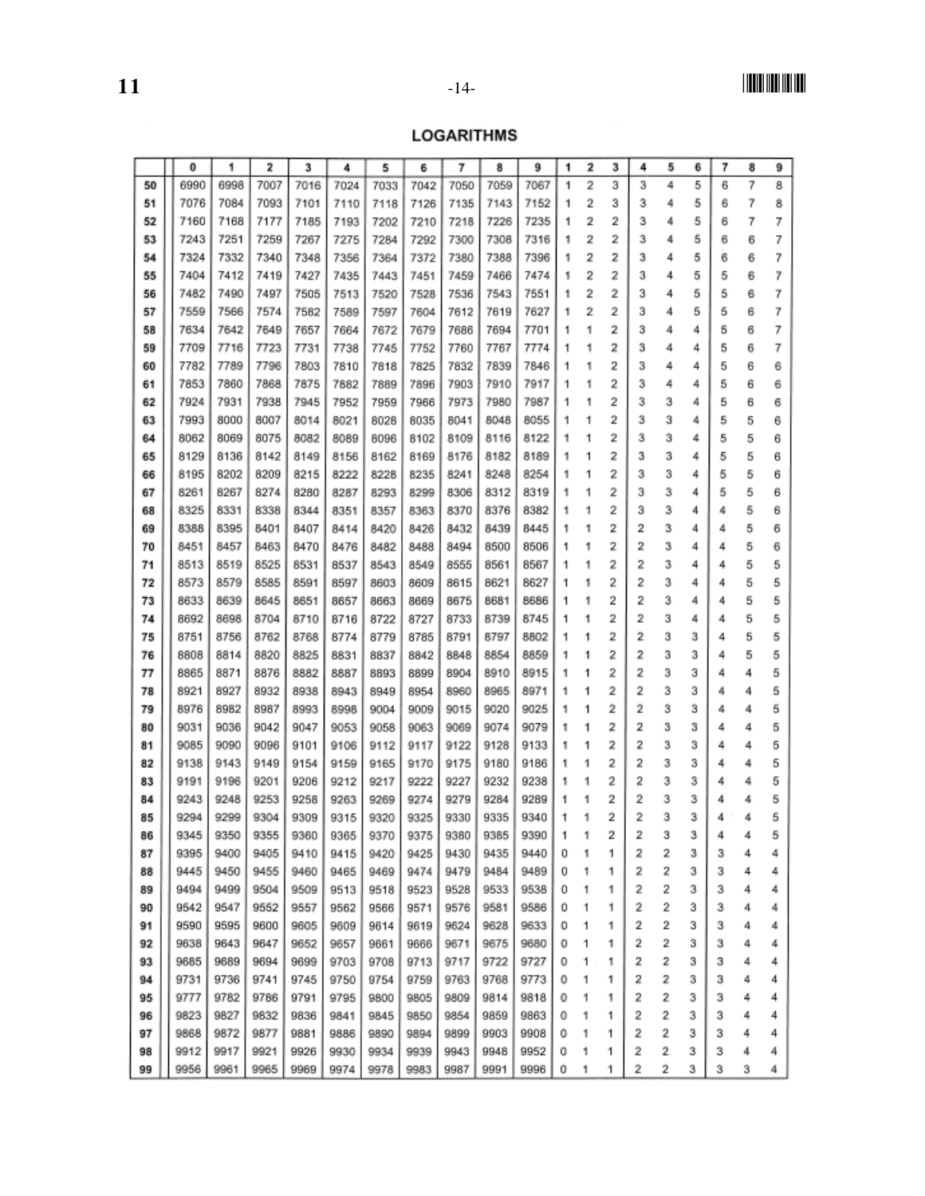## LOGARITHMS

| | 0 | 1 | 2 | 3 | 4 | 5 | 6 | 7 | 8 | 9 | 1 | 2 | 3 | 4 | 5 | 6 | 7 | 8 | 9 |
|---|---|---|---|---|---|---|---|---|---|---|---|---|---|---|---|---|---|---|---|
| 50 | 6990 | 6998 | 7007 | 7016 | 7024 | 7033 | 7042 | 7050 | 7059 | 7067 | 1 | 2 | 3 | 3 | 4 | 5 | 6 | 7 | 8 |
| 51 | 7076 | 7084 | 7093 | 7101 | 7110 | 7118 | 7126 | 7135 | 7143 | 7152 | 1 | 2 | 3 | 3 | 4 | 5 | 6 | 7 | 8 |
| 52 | 7160 | 7168 | 7177 | 7185 | 7193 | 7202 | 7210 | 7218 | 7226 | 7235 | 1 | 2 | 2 | 3 | 4 | 5 | 6 | 7 | 7 |
| 53 | 7243 | 7251 | 7259 | 7267 | 7275 | 7284 | 7292 | 7300 | 7308 | 7316 | 1 | 2 | 2 | 3 | 4 | 5 | 6 | 6 | 7 |
| 54 | 7324 | 7332 | 7340 | 7348 | 7356 | 7364 | 7372 | 7380 | 7388 | 7396 | 1 | 2 | 2 | 3 | 4 | 5 | 6 | 6 | 7 |
| 55 | 7404 | 7412 | 7419 | 7427 | 7435 | 7443 | 7451 | 7459 | 7466 | 7474 | 1 | 2 | 2 | 3 | 4 | 5 | 5 | 6 | 7 |
| 56 | 7482 | 7490 | 7497 | 7505 | 7513 | 7520 | 7528 | 7536 | 7543 | 7551 | 1 | 2 | 2 | 3 | 4 | 5 | 5 | 6 | 7 |
| 57 | 7559 | 7566 | 7574 | 7582 | 7589 | 7597 | 7604 | 7612 | 7619 | 7627 | 1 | 2 | 2 | 3 | 4 | 5 | 5 | 6 | 7 |
| 58 | 7634 | 7642 | 7649 | 7657 | 7664 | 7672 | 7679 | 7686 | 7694 | 7701 | 1 | 1 | 2 | 3 | 4 | 4 | 5 | 6 | 7 |
| 59 | 7709 | 7716 | 7723 | 7731 | 7738 | 7745 | 7752 | 7760 | 7767 | 7774 | 1 | 1 | 2 | 3 | 4 | 4 | 5 | 6 | 7 |
| 60 | 7782 | 7789 | 7796 | 7803 | 7810 | 7818 | 7825 | 7832 | 7839 | 7846 | 1 | 1 | 2 | 3 | 4 | 4 | 5 | 6 | 6 |
| 61 | 7853 | 7860 | 7868 | 7875 | 7882 | 7889 | 7896 | 7903 | 7910 | 7917 | 1 | 1 | 2 | 3 | 4 | 4 | 5 | 6 | 6 |
| 62 | 7924 | 7931 | 7938 | 7945 | 7952 | 7959 | 7966 | 7973 | 7980 | 7987 | 1 | 1 | 2 | 3 | 3 | 4 | 5 | 6 | 6 |
| 63 | 7993 | 8000 | 8007 | 8014 | 8021 | 8028 | 8035 | 8041 | 8048 | 8055 | 1 | 1 | 2 | 3 | 3 | 4 | 5 | 5 | 6 |
| 64 | 8062 | 8069 | 8075 | 8082 | 8089 | 8096 | 8102 | 8109 | 8116 | 8122 | 1 | 1 | 2 | 3 | 3 | 4 | 5 | 5 | 6 |
| 65 | 8129 | 8136 | 8142 | 8149 | 8156 | 8162 | 8169 | 8176 | 8182 | 8189 | 1 | 1 | 2 | 3 | 3 | 4 | 5 | 5 | 6 |
| 66 | 8195 | 8202 | 8209 | 8215 | 8222 | 8228 | 8235 | 8241 | 8248 | 8254 | 1 | 1 | 2 | 3 | 3 | 4 | 5 | 5 | 6 |
| 67 | 8261 | 8267 | 8274 | 8280 | 8287 | 8293 | 8299 | 8306 | 8312 | 8319 | 1 | 1 | 2 | 3 | 3 | 4 | 5 | 5 | 6 |
| 68 | 8325 | 8331 | 8338 | 8344 | 8351 | 8357 | 8363 | 8370 | 8376 | 8382 | 1 | 1 | 2 | 3 | 3 | 4 | 4 | 5 | 6 |
| 69 | 8388 | 8395 | 8401 | 8407 | 8414 | 8420 | 8426 | 8432 | 8439 | 8445 | 1 | 1 | 2 | 2 | 3 | 4 | 4 | 5 | 6 |
| 70 | 8451 | 8457 | 8463 | 8470 | 8476 | 8482 | 8488 | 8494 | 8500 | 8506 | 1 | 1 | 2 | 2 | 3 | 4 | 4 | 5 | 6 |
| 71 | 8513 | 8519 | 8525 | 8531 | 8537 | 8543 | 8549 | 8555 | 8561 | 8567 | 1 | 1 | 2 | 2 | 3 | 4 | 4 | 5 | 5 |
| 72 | 8573 | 8579 | 8585 | 8591 | 8597 | 8603 | 8609 | 8615 | 8621 | 8627 | 1 | 1 | 2 | 2 | 3 | 4 | 4 | 5 | 5 |
| 73 | 8633 | 8639 | 8645 | 8651 | 8657 | 8663 | 8669 | 8675 | 8681 | 8686 | 1 | 1 | 2 | 2 | 3 | 4 | 4 | 5 | 5 |
| 74 | 8692 | 8698 | 8704 | 8710 | 8716 | 8722 | 8727 | 8733 | 8739 | 8745 | 1 | 1 | 2 | 2 | 3 | 4 | 4 | 5 | 5 |
| 75 | 8751 | 8756 | 8762 | 8768 | 8774 | 8779 | 8785 | 8791 | 8797 | 8802 | 1 | 1 | 2 | 2 | 3 | 3 | 4 | 5 | 5 |
| 76 | 8808 | 8814 | 8820 | 8825 | 8831 | 8837 | 8842 | 8848 | 8854 | 8859 | 1 | 1 | 2 | 2 | 3 | 3 | 4 | 5 | 5 |
| 77 | 8865 | 8871 | 8876 | 8882 | 8887 | 8893 | 8899 | 8904 | 8910 | 8915 | 1 | 1 | 2 | 2 | 3 | 3 | 4 | 4 | 5 |
| 78 | 8921 | 8927 | 8932 | 8938 | 8943 | 8949 | 8954 | 8960 | 8965 | 8971 | 1 | 1 | 2 | 2 | 3 | 3 | 4 | 4 | 5 |
| 79 | 8976 | 8982 | 8987 | 8993 | 8998 | 9004 | 9009 | 9015 | 9020 | 9025 | 1 | 1 | 2 | 2 | 3 | 3 | 4 | 4 | 5 |
| 80 | 9031 | 9036 | 9042 | 9047 | 9053 | 9058 | 9063 | 9069 | 9074 | 9079 | 1 | 1 | 2 | 2 | 3 | 3 | 4 | 4 | 5 |
| 81 | 9085 | 9090 | 9096 | 9101 | 9106 | 9112 | 9117 | 9122 | 9128 | 9133 | 1 | 1 | 2 | 2 | 3 | 3 | 4 | 4 | 5 |
| 82 | 9138 | 9143 | 9149 | 9154 | 9159 | 9165 | 9170 | 9175 | 9180 | 9186 | 1 | 1 | 2 | 2 | 3 | 3 | 4 | 4 | 5 |
| 83 | 9191 | 9196 | 9201 | 9206 | 9212 | 9217 | 9222 | 9227 | 9232 | 9238 | 1 | 1 | 2 | 2 | 3 | 3 | 4 | 4 | 5 |
| 84 | 9243 | 9248 | 9253 | 9258 | 9263 | 9269 | 9274 | 9279 | 9284 | 9289 | 1 | 1 | 2 | 2 | 3 | 3 | 4 | 4 | 5 |
| 85 | 9294 | 9299 | 9304 | 9309 | 9315 | 9320 | 9325 | 9330 | 9335 | 9340 | 1 | 1 | 2 | 2 | 3 | 3 | 4 | 4 | 5 |
| 86 | 9345 | 9350 | 9355 | 9360 | 9365 | 9370 | 9375 | 9380 | 9385 | 9390 | 1 | 1 | 2 | 2 | 3 | 3 | 4 | 4 | 5 |
| 87 | 9395 | 9400 | 9405 | 9410 | 9415 | 9420 | 9425 | 9430 | 9435 | 9440 | 0 | 1 | 1 | 2 | 2 | 3 | 3 | 4 | 4 |
| 88 | 9445 | 9450 | 9455 | 9460 | 9465 | 9469 | 9474 | 9479 | 9484 | 9489 | 0 | 1 | 1 | 2 | 2 | 3 | 3 | 4 | 4 |
| 89 | 9494 | 9499 | 9504 | 9509 | 9513 | 9518 | 9523 | 9528 | 9533 | 9538 | 0 | 1 | 1 | 2 | 2 | 3 | 3 | 4 | 4 |
| 90 | 9542 | 9547 | 9552 | 9557 | 9562 | 9566 | 9571 | 9576 | 9581 | 9586 | 0 | 1 | 1 | 2 | 2 | 3 | 3 | 4 | 4 |
| 91 | 9590 | 9595 | 9600 | 9605 | 9609 | 9614 | 9619 | 9624 | 9628 | 9633 | 0 | 1 | 1 | 2 | 2 | 3 | 3 | 4 | 4 |
| 92 | 9638 | 9643 | 9647 | 9652 | 9657 | 9661 | 9666 | 9671 | 9675 | 9680 | 0 | 1 | 1 | 2 | 2 | 3 | 3 | 4 | 4 |
| 93 | 9685 | 9689 | 9694 | 9699 | 9703 | 9708 | 9713 | 9717 | 9722 | 9727 | 0 | 1 | 1 | 2 | 2 | 3 | 3 | 4 | 4 |
| 94 | 9731 | 9736 | 9741 | 9745 | 9750 | 9754 | 9759 | 9763 | 9768 | 9773 | 0 | 1 | 1 | 2 | 2 | 3 | 3 | 4 | 4 |
| 95 | 9777 | 9782 | 9786 | 9791 | 9795 | 9800 | 9805 | 9809 | 9814 | 9818 | 0 | 1 | 1 | 2 | 2 | 3 | 3 | 4 | 4 |
| 96 | 9823 | 9827 | 9832 | 9836 | 9841 | 9845 | 9850 | 9854 | 9859 | 9863 | 0 | 1 | 1 | 2 | 2 | 3 | 3 | 4 | 4 |
| 97 | 9868 | 9872 | 9877 | 9881 | 9886 | 9890 | 9894 | 9899 | 9903 | 9908 | 0 | 1 | 1 | 2 | 2 | 3 | 3 | 4 | 4 |
| 98 | 9912 | 9917 | 9921 | 9926 | 9930 | 9934 | 9939 | 9943 | 9948 | 9952 | 0 | 1 | 1 | 2 | 2 | 3 | 3 | 4 | 4 |
| 99 | 9956 | 9961 | 9965 | 9969 | 9974 | 9978 | 9983 | 9987 | 9991 | 9996 | 0 | 1 | 1 | 2 | 2 | 3 | 3 | 3 | 4 |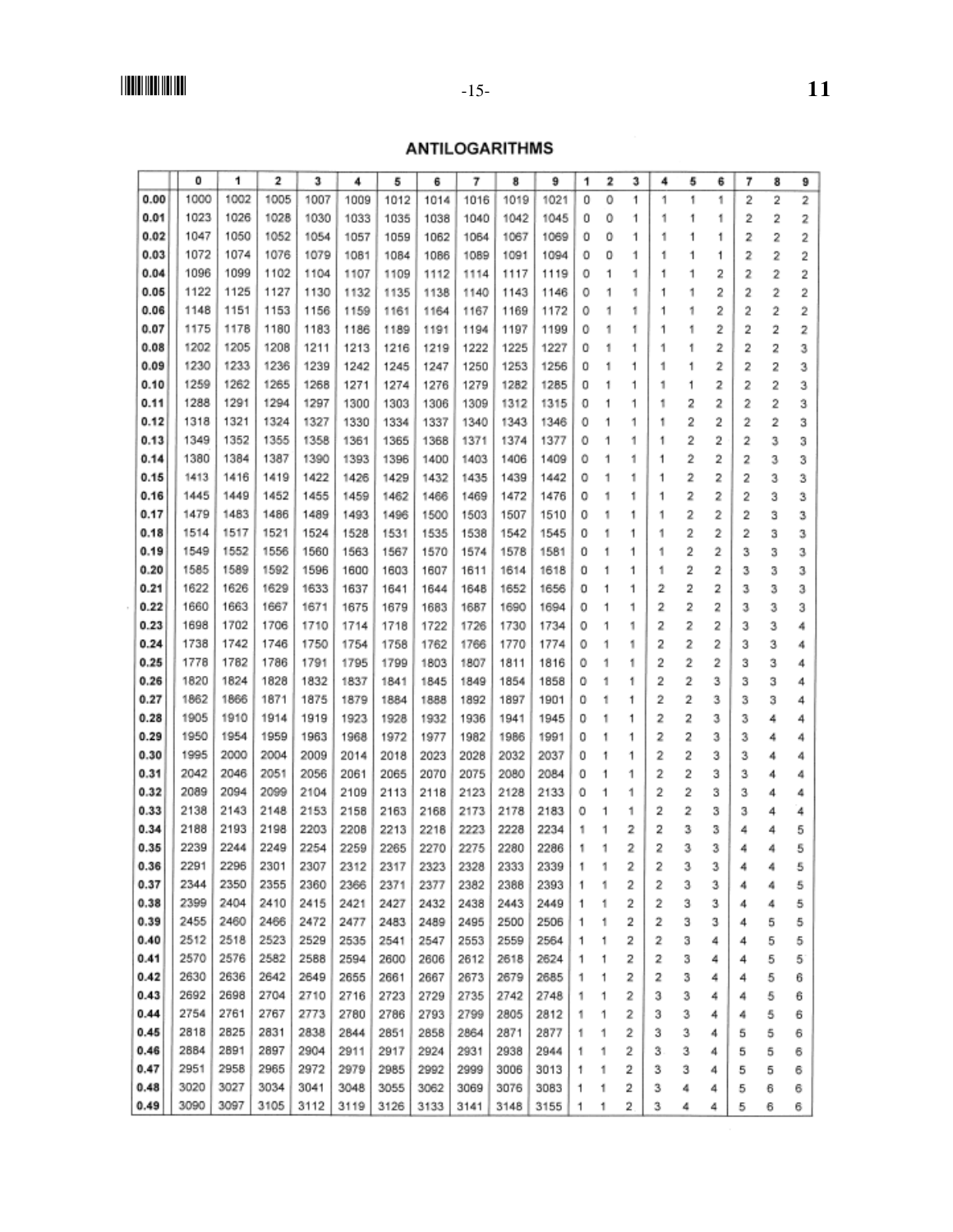# ANTILOGARITHMS

| | 0 | 1 | 2 | 3 | 4 | 5 | 6 | 7 | 8 | 9 | 1 | 2 | 3 | 4 | 5 | 6 | 7 | 8 | 9 |
|---|---|---|---|---|---|---|---|---|---|---|---|---|---|---|---|---|---|---|---|
| **0.00** | 1000 | 1002 | 1005 | 1007 | 1009 | 1012 | 1014 | 1016 | 1019 | 1021 | 0 | 0 | 1 | 1 | 1 | 1 | 2 | 2 | 2 |
| **0.01** | 1023 | 1026 | 1028 | 1030 | 1033 | 1035 | 1038 | 1040 | 1042 | 1045 | 0 | 0 | 1 | 1 | 1 | 1 | 2 | 2 | 2 |
| **0.02** | 1047 | 1050 | 1052 | 1054 | 1057 | 1059 | 1062 | 1064 | 1067 | 1069 | 0 | 0 | 1 | 1 | 1 | 1 | 2 | 2 | 2 |
| **0.03** | 1072 | 1074 | 1076 | 1079 | 1081 | 1084 | 1086 | 1089 | 1091 | 1094 | 0 | 0 | 1 | 1 | 1 | 1 | 2 | 2 | 2 |
| **0.04** | 1096 | 1099 | 1102 | 1104 | 1107 | 1109 | 1112 | 1114 | 1117 | 1119 | 0 | 1 | 1 | 1 | 1 | 2 | 2 | 2 | 2 |
| **0.05** | 1122 | 1125 | 1127 | 1130 | 1132 | 1135 | 1138 | 1140 | 1143 | 1146 | 0 | 1 | 1 | 1 | 1 | 2 | 2 | 2 | 2 |
| **0.06** | 1148 | 1151 | 1153 | 1156 | 1159 | 1161 | 1164 | 1167 | 1169 | 1172 | 0 | 1 | 1 | 1 | 1 | 2 | 2 | 2 | 2 |
| **0.07** | 1175 | 1178 | 1180 | 1183 | 1186 | 1189 | 1191 | 1194 | 1197 | 1199 | 0 | 1 | 1 | 1 | 1 | 2 | 2 | 2 | 2 |
| **0.08** | 1202 | 1205 | 1208 | 1211 | 1213 | 1216 | 1219 | 1222 | 1225 | 1227 | 0 | 1 | 1 | 1 | 1 | 2 | 2 | 2 | 3 |
| **0.09** | 1230 | 1233 | 1236 | 1239 | 1242 | 1245 | 1247 | 1250 | 1253 | 1256 | 0 | 1 | 1 | 1 | 1 | 2 | 2 | 2 | 3 |
| **0.10** | 1259 | 1262 | 1265 | 1268 | 1271 | 1274 | 1276 | 1279 | 1282 | 1285 | 0 | 1 | 1 | 1 | 1 | 2 | 2 | 2 | 3 |
| **0.11** | 1288 | 1291 | 1294 | 1297 | 1300 | 1303 | 1306 | 1309 | 1312 | 1315 | 0 | 1 | 1 | 1 | 2 | 2 | 2 | 2 | 3 |
| **0.12** | 1318 | 1321 | 1324 | 1327 | 1330 | 1334 | 1337 | 1340 | 1343 | 1346 | 0 | 1 | 1 | 1 | 2 | 2 | 2 | 2 | 3 |
| **0.13** | 1349 | 1352 | 1355 | 1358 | 1361 | 1365 | 1368 | 1371 | 1374 | 1377 | 0 | 1 | 1 | 1 | 2 | 2 | 2 | 3 | 3 |
| **0.14** | 1380 | 1384 | 1387 | 1390 | 1393 | 1396 | 1400 | 1403 | 1406 | 1409 | 0 | 1 | 1 | 1 | 2 | 2 | 2 | 3 | 3 |
| **0.15** | 1413 | 1416 | 1419 | 1422 | 1426 | 1429 | 1432 | 1435 | 1439 | 1442 | 0 | 1 | 1 | 1 | 2 | 2 | 2 | 3 | 3 |
| **0.16** | 1445 | 1449 | 1452 | 1455 | 1459 | 1462 | 1466 | 1469 | 1472 | 1476 | 0 | 1 | 1 | 1 | 2 | 2 | 2 | 3 | 3 |
| **0.17** | 1479 | 1483 | 1486 | 1489 | 1493 | 1496 | 1500 | 1503 | 1507 | 1510 | 0 | 1 | 1 | 1 | 2 | 2 | 2 | 3 | 3 |
| **0.18** | 1514 | 1517 | 1521 | 1524 | 1528 | 1531 | 1535 | 1538 | 1542 | 1545 | 0 | 1 | 1 | 1 | 2 | 2 | 2 | 3 | 3 |
| **0.19** | 1549 | 1552 | 1556 | 1560 | 1563 | 1567 | 1570 | 1574 | 1578 | 1581 | 0 | 1 | 1 | 1 | 2 | 2 | 3 | 3 | 3 |
| **0.20** | 1585 | 1589 | 1592 | 1596 | 1600 | 1603 | 1607 | 1611 | 1614 | 1618 | 0 | 1 | 1 | 1 | 2 | 2 | 3 | 3 | 3 |
| **0.21** | 1622 | 1626 | 1629 | 1633 | 1637 | 1641 | 1644 | 1648 | 1652 | 1656 | 0 | 1 | 1 | 2 | 2 | 2 | 3 | 3 | 3 |
| **0.22** | 1660 | 1663 | 1667 | 1671 | 1675 | 1679 | 1683 | 1687 | 1690 | 1694 | 0 | 1 | 1 | 2 | 2 | 2 | 3 | 3 | 3 |
| **0.23** | 1698 | 1702 | 1706 | 1710 | 1714 | 1718 | 1722 | 1726 | 1730 | 1734 | 0 | 1 | 1 | 2 | 2 | 2 | 3 | 3 | 4 |
| **0.24** | 1738 | 1742 | 1746 | 1750 | 1754 | 1758 | 1762 | 1766 | 1770 | 1774 | 0 | 1 | 1 | 2 | 2 | 2 | 3 | 3 | 4 |
| **0.25** | 1778 | 1782 | 1786 | 1791 | 1795 | 1799 | 1803 | 1807 | 1811 | 1816 | 0 | 1 | 1 | 2 | 2 | 2 | 3 | 3 | 4 |
| **0.26** | 1820 | 1824 | 1828 | 1832 | 1837 | 1841 | 1845 | 1849 | 1854 | 1858 | 0 | 1 | 1 | 2 | 2 | 3 | 3 | 3 | 4 |
| **0.27** | 1862 | 1866 | 1871 | 1875 | 1879 | 1884 | 1888 | 1892 | 1897 | 1901 | 0 | 1 | 1 | 2 | 2 | 3 | 3 | 3 | 4 |
| **0.28** | 1905 | 1910 | 1914 | 1919 | 1923 | 1928 | 1932 | 1936 | 1941 | 1945 | 0 | 1 | 1 | 2 | 2 | 3 | 3 | 4 | 4 |
| **0.29** | 1950 | 1954 | 1959 | 1963 | 1968 | 1972 | 1977 | 1982 | 1986 | 1991 | 0 | 1 | 1 | 2 | 2 | 3 | 3 | 4 | 4 |
| **0.30** | 1995 | 2000 | 2004 | 2009 | 2014 | 2018 | 2023 | 2028 | 2032 | 2037 | 0 | 1 | 1 | 2 | 2 | 3 | 3 | 4 | 4 |
| **0.31** | 2042 | 2046 | 2051 | 2056 | 2061 | 2065 | 2070 | 2075 | 2080 | 2084 | 0 | 1 | 1 | 2 | 2 | 3 | 3 | 4 | 4 |
| **0.32** | 2089 | 2094 | 2099 | 2104 | 2109 | 2113 | 2118 | 2123 | 2128 | 2133 | 0 | 1 | 1 | 2 | 2 | 3 | 3 | 4 | 4 |
| **0.33** | 2138 | 2143 | 2148 | 2153 | 2158 | 2163 | 2168 | 2173 | 2178 | 2183 | 0 | 1 | 1 | 2 | 2 | 3 | 3 | 4 | 4 |
| **0.34** | 2188 | 2193 | 2198 | 2203 | 2208 | 2213 | 2218 | 2223 | 2228 | 2234 | 1 | 1 | 2 | 2 | 3 | 3 | 4 | 4 | 5 |
| **0.35** | 2239 | 2244 | 2249 | 2254 | 2259 | 2265 | 2270 | 2275 | 2280 | 2286 | 1 | 1 | 2 | 2 | 3 | 3 | 4 | 4 | 5 |
| **0.36** | 2291 | 2296 | 2301 | 2307 | 2312 | 2317 | 2323 | 2328 | 2333 | 2339 | 1 | 1 | 2 | 2 | 3 | 3 | 4 | 4 | 5 |
| **0.37** | 2344 | 2350 | 2355 | 2360 | 2366 | 2371 | 2377 | 2382 | 2388 | 2393 | 1 | 1 | 2 | 2 | 3 | 3 | 4 | 4 | 5 |
| **0.38** | 2399 | 2404 | 2410 | 2415 | 2421 | 2427 | 2432 | 2438 | 2443 | 2449 | 1 | 1 | 2 | 2 | 3 | 3 | 4 | 4 | 5 |
| **0.39** | 2455 | 2460 | 2466 | 2472 | 2477 | 2483 | 2489 | 2495 | 2500 | 2506 | 1 | 1 | 2 | 2 | 3 | 3 | 4 | 5 | 5 |
| **0.40** | 2512 | 2518 | 2523 | 2529 | 2535 | 2541 | 2547 | 2553 | 2559 | 2564 | 1 | 1 | 2 | 2 | 3 | 4 | 4 | 5 | 5 |
| **0.41** | 2570 | 2576 | 2582 | 2588 | 2594 | 2600 | 2606 | 2612 | 2618 | 2624 | 1 | 1 | 2 | 2 | 3 | 4 | 4 | 5 | 5 |
| **0.42** | 2630 | 2636 | 2642 | 2649 | 2655 | 2661 | 2667 | 2673 | 2679 | 2685 | 1 | 1 | 2 | 2 | 3 | 4 | 4 | 5 | 6 |
| **0.43** | 2692 | 2698 | 2704 | 2710 | 2716 | 2723 | 2729 | 2735 | 2742 | 2748 | 1 | 1 | 2 | 3 | 3 | 4 | 4 | 5 | 6 |
| **0.44** | 2754 | 2761 | 2767 | 2773 | 2780 | 2786 | 2793 | 2799 | 2805 | 2812 | 1 | 1 | 2 | 3 | 3 | 4 | 4 | 5 | 6 |
| **0.45** | 2818 | 2825 | 2831 | 2838 | 2844 | 2851 | 2858 | 2864 | 2871 | 2877 | 1 | 1 | 2 | 3 | 3 | 4 | 5 | 5 | 6 |
| **0.46** | 2884 | 2891 | 2897 | 2904 | 2911 | 2917 | 2924 | 2931 | 2938 | 2944 | 1 | 1 | 2 | 3 | 3 | 4 | 5 | 5 | 6 |
| **0.47** | 2951 | 2958 | 2965 | 2972 | 2979 | 2985 | 2992 | 2999 | 3006 | 3013 | 1 | 1 | 2 | 3 | 3 | 4 | 5 | 5 | 6 |
| **0.48** | 3020 | 3027 | 3034 | 3041 | 3048 | 3055 | 3062 | 3069 | 3076 | 3083 | 1 | 1 | 2 | 3 | 4 | 4 | 5 | 6 | 6 |
| **0.49** | 3090 | 3097 | 3105 | 3112 | 3119 | 3126 | 3133 | 3141 | 3148 | 3155 | 1 | 1 | 2 | 3 | 4 | 4 | 5 | 6 | 6 |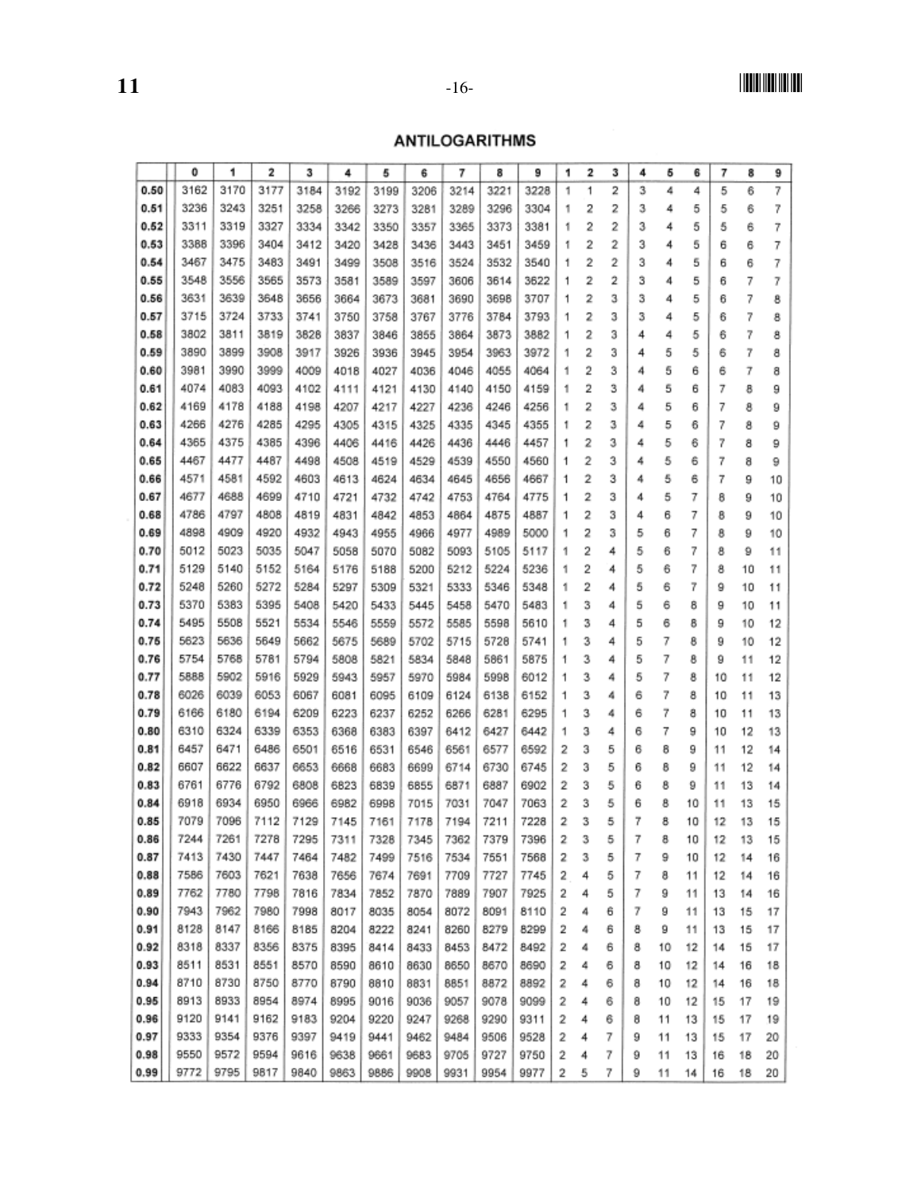## ANTILOGARITHMS

| | 0 | 1 | 2 | 3 | 4 | 5 | 6 | 7 | 8 | 9 | 1 | 2 | 3 | 4 | 5 | 6 | 7 | 8 | 9 |
|---|---|---|---|---|---|---|---|---|---|---|---|---|---|---|---|---|---|---|---|
| 0.50 | 3162 | 3170 | 3177 | 3184 | 3192 | 3199 | 3206 | 3214 | 3221 | 3228 | 1 | 1 | 2 | 3 | 4 | 4 | 5 | 6 | 7 |
| 0.51 | 3236 | 3243 | 3251 | 3258 | 3266 | 3273 | 3281 | 3289 | 3296 | 3304 | 1 | 2 | 2 | 3 | 4 | 5 | 5 | 6 | 7 |
| 0.52 | 3311 | 3319 | 3327 | 3334 | 3342 | 3350 | 3357 | 3365 | 3373 | 3381 | 1 | 2 | 2 | 3 | 4 | 5 | 5 | 6 | 7 |
| 0.53 | 3388 | 3396 | 3404 | 3412 | 3420 | 3428 | 3436 | 3443 | 3451 | 3459 | 1 | 2 | 2 | 3 | 4 | 5 | 6 | 6 | 7 |
| 0.54 | 3467 | 3475 | 3483 | 3491 | 3499 | 3508 | 3516 | 3524 | 3532 | 3540 | 1 | 2 | 2 | 3 | 4 | 5 | 6 | 6 | 7 |
| 0.55 | 3548 | 3556 | 3565 | 3573 | 3581 | 3589 | 3597 | 3606 | 3614 | 3622 | 1 | 2 | 2 | 3 | 4 | 5 | 6 | 7 | 7 |
| 0.56 | 3631 | 3639 | 3648 | 3656 | 3664 | 3673 | 3681 | 3690 | 3698 | 3707 | 1 | 2 | 3 | 3 | 4 | 5 | 6 | 7 | 8 |
| 0.57 | 3715 | 3724 | 3733 | 3741 | 3750 | 3758 | 3767 | 3776 | 3784 | 3793 | 1 | 2 | 3 | 3 | 4 | 5 | 6 | 7 | 8 |
| 0.58 | 3802 | 3811 | 3819 | 3828 | 3837 | 3846 | 3855 | 3864 | 3873 | 3882 | 1 | 2 | 3 | 4 | 4 | 5 | 6 | 7 | 8 |
| 0.59 | 3890 | 3899 | 3908 | 3917 | 3926 | 3936 | 3945 | 3954 | 3963 | 3972 | 1 | 2 | 3 | 4 | 5 | 5 | 6 | 7 | 8 |
| 0.60 | 3981 | 3990 | 3999 | 4009 | 4018 | 4027 | 4036 | 4046 | 4055 | 4064 | 1 | 2 | 3 | 4 | 5 | 6 | 6 | 7 | 8 |
| 0.61 | 4074 | 4083 | 4093 | 4102 | 4111 | 4121 | 4130 | 4140 | 4150 | 4159 | 1 | 2 | 3 | 4 | 5 | 6 | 7 | 8 | 9 |
| 0.62 | 4169 | 4178 | 4188 | 4198 | 4207 | 4217 | 4227 | 4236 | 4246 | 4256 | 1 | 2 | 3 | 4 | 5 | 6 | 7 | 8 | 9 |
| 0.63 | 4266 | 4276 | 4285 | 4295 | 4305 | 4315 | 4325 | 4335 | 4345 | 4355 | 1 | 2 | 3 | 4 | 5 | 6 | 7 | 8 | 9 |
| 0.64 | 4365 | 4375 | 4385 | 4396 | 4406 | 4416 | 4426 | 4436 | 4446 | 4457 | 1 | 2 | 3 | 4 | 5 | 6 | 7 | 8 | 9 |
| 0.65 | 4467 | 4477 | 4487 | 4498 | 4508 | 4519 | 4529 | 4539 | 4550 | 4560 | 1 | 2 | 3 | 4 | 5 | 6 | 7 | 8 | 9 |
| 0.66 | 4571 | 4581 | 4592 | 4603 | 4613 | 4624 | 4634 | 4645 | 4656 | 4667 | 1 | 2 | 3 | 4 | 5 | 6 | 7 | 9 | 10 |
| 0.67 | 4677 | 4688 | 4699 | 4710 | 4721 | 4732 | 4742 | 4753 | 4764 | 4775 | 1 | 2 | 3 | 4 | 5 | 7 | 8 | 9 | 10 |
| 0.68 | 4786 | 4797 | 4808 | 4819 | 4831 | 4842 | 4853 | 4864 | 4875 | 4887 | 1 | 2 | 3 | 4 | 6 | 7 | 8 | 9 | 10 |
| 0.69 | 4898 | 4909 | 4920 | 4932 | 4943 | 4955 | 4966 | 4977 | 4989 | 5000 | 1 | 2 | 3 | 5 | 6 | 7 | 8 | 9 | 10 |
| 0.70 | 5012 | 5023 | 5035 | 5047 | 5058 | 5070 | 5082 | 5093 | 5105 | 5117 | 1 | 2 | 4 | 5 | 6 | 7 | 8 | 9 | 11 |
| 0.71 | 5129 | 5140 | 5152 | 5164 | 5176 | 5188 | 5200 | 5212 | 5224 | 5236 | 1 | 2 | 4 | 5 | 6 | 7 | 8 | 10 | 11 |
| 0.72 | 5248 | 5260 | 5272 | 5284 | 5297 | 5309 | 5321 | 5333 | 5346 | 5348 | 1 | 2 | 4 | 5 | 6 | 7 | 9 | 10 | 11 |
| 0.73 | 5370 | 5383 | 5395 | 5408 | 5420 | 5433 | 5445 | 5458 | 5470 | 5483 | 1 | 3 | 4 | 5 | 6 | 8 | 9 | 10 | 11 |
| 0.74 | 5495 | 5508 | 5521 | 5534 | 5546 | 5559 | 5572 | 5585 | 5598 | 5610 | 1 | 3 | 4 | 5 | 6 | 8 | 9 | 10 | 12 |
| 0.75 | 5623 | 5636 | 5649 | 5662 | 5675 | 5689 | 5702 | 5715 | 5728 | 5741 | 1 | 3 | 4 | 5 | 7 | 8 | 9 | 10 | 12 |
| 0.76 | 5754 | 5768 | 5781 | 5794 | 5808 | 5821 | 5834 | 5848 | 5861 | 5875 | 1 | 3 | 4 | 5 | 7 | 8 | 9 | 11 | 12 |
| 0.77 | 5888 | 5902 | 5916 | 5929 | 5943 | 5957 | 5970 | 5984 | 5998 | 6012 | 1 | 3 | 4 | 5 | 7 | 8 | 10 | 11 | 12 |
| 0.78 | 6026 | 6039 | 6053 | 6067 | 6081 | 6095 | 6109 | 6124 | 6138 | 6152 | 1 | 3 | 4 | 6 | 7 | 8 | 10 | 11 | 13 |
| 0.79 | 6166 | 6180 | 6194 | 6209 | 6223 | 6237 | 6252 | 6266 | 6281 | 6295 | 1 | 3 | 4 | 6 | 7 | 8 | 10 | 11 | 13 |
| 0.80 | 6310 | 6324 | 6339 | 6353 | 6368 | 6383 | 6397 | 6412 | 6427 | 6442 | 1 | 3 | 4 | 6 | 7 | 9 | 10 | 12 | 13 |
| 0.81 | 6457 | 6471 | 6486 | 6501 | 6516 | 6531 | 6546 | 6561 | 6577 | 6592 | 2 | 3 | 5 | 6 | 8 | 9 | 11 | 12 | 14 |
| 0.82 | 6607 | 6622 | 6637 | 6653 | 6668 | 6683 | 6699 | 6714 | 6730 | 6745 | 2 | 3 | 5 | 6 | 8 | 9 | 11 | 12 | 14 |
| 0.83 | 6761 | 6776 | 6792 | 6808 | 6823 | 6839 | 6855 | 6871 | 6887 | 6902 | 2 | 3 | 5 | 6 | 8 | 9 | 11 | 13 | 14 |
| 0.84 | 6918 | 6934 | 6950 | 6966 | 6982 | 6998 | 7015 | 7031 | 7047 | 7063 | 2 | 3 | 5 | 6 | 8 | 10 | 11 | 13 | 15 |
| 0.85 | 7079 | 7096 | 7112 | 7129 | 7145 | 7161 | 7178 | 7194 | 7211 | 7228 | 2 | 3 | 5 | 7 | 8 | 10 | 12 | 13 | 15 |
| 0.86 | 7244 | 7261 | 7278 | 7295 | 7311 | 7328 | 7345 | 7362 | 7379 | 7396 | 2 | 3 | 5 | 7 | 8 | 10 | 12 | 13 | 15 |
| 0.87 | 7413 | 7430 | 7447 | 7464 | 7482 | 7499 | 7516 | 7534 | 7551 | 7568 | 2 | 3 | 5 | 7 | 9 | 10 | 12 | 14 | 16 |
| 0.88 | 7586 | 7603 | 7621 | 7638 | 7656 | 7674 | 7691 | 7709 | 7727 | 7745 | 2 | 4 | 5 | 7 | 8 | 11 | 12 | 14 | 16 |
| 0.89 | 7762 | 7780 | 7798 | 7816 | 7834 | 7852 | 7870 | 7889 | 7907 | 7925 | 2 | 4 | 5 | 7 | 9 | 11 | 13 | 14 | 16 |
| 0.90 | 7943 | 7962 | 7980 | 7998 | 8017 | 8035 | 8054 | 8072 | 8091 | 8110 | 2 | 4 | 6 | 7 | 9 | 11 | 13 | 15 | 17 |
| 0.91 | 8128 | 8147 | 8166 | 8185 | 8204 | 8222 | 8241 | 8260 | 8279 | 8299 | 2 | 4 | 6 | 8 | 9 | 11 | 13 | 15 | 17 |
| 0.92 | 8318 | 8337 | 8356 | 8375 | 8395 | 8414 | 8433 | 8453 | 8472 | 8492 | 2 | 4 | 6 | 8 | 10 | 12 | 14 | 15 | 17 |
| 0.93 | 8511 | 8531 | 8551 | 8570 | 8590 | 8610 | 8630 | 8650 | 8670 | 8690 | 2 | 4 | 6 | 8 | 10 | 12 | 14 | 16 | 18 |
| 0.94 | 8710 | 8730 | 8750 | 8770 | 8790 | 8810 | 8831 | 8851 | 8872 | 8892 | 2 | 4 | 6 | 8 | 10 | 12 | 14 | 16 | 18 |
| 0.95 | 8913 | 8933 | 8954 | 8974 | 8995 | 9016 | 9036 | 9057 | 9078 | 9099 | 2 | 4 | 6 | 8 | 10 | 12 | 15 | 17 | 19 |
| 0.96 | 9120 | 9141 | 9162 | 9183 | 9204 | 9220 | 9247 | 9268 | 9290 | 9311 | 2 | 4 | 6 | 8 | 11 | 13 | 15 | 17 | 19 |
| 0.97 | 9333 | 9354 | 9376 | 9397 | 9419 | 9441 | 9462 | 9484 | 9506 | 9528 | 2 | 4 | 7 | 9 | 11 | 13 | 15 | 17 | 20 |
| 0.98 | 9550 | 9572 | 9594 | 9616 | 9638 | 9661 | 9683 | 9705 | 9727 | 9750 | 2 | 4 | 7 | 9 | 11 | 13 | 16 | 18 | 20 |
| 0.99 | 9772 | 9795 | 9817 | 9840 | 9863 | 9886 | 9908 | 9931 | 9954 | 9977 | 2 | 5 | 7 | 9 | 11 | 14 | 16 | 18 | 20 |